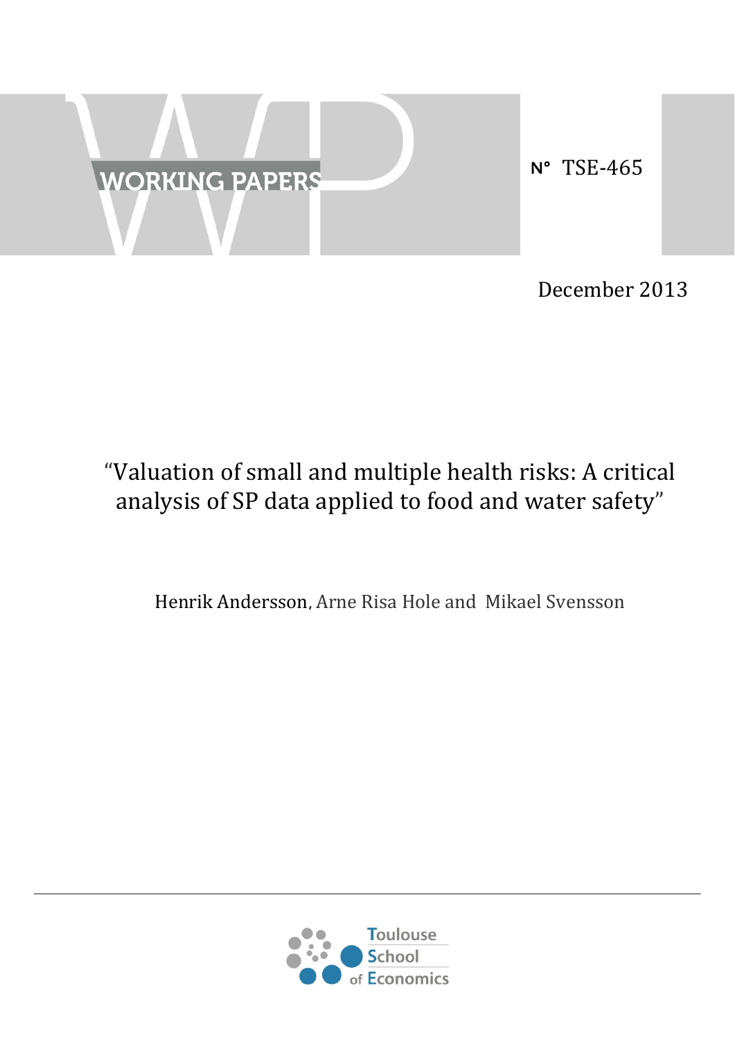WORKING PAPERS

N° TSE-465

December 2013

# "Valuation of small and multiple health risks: A critical analysis of SP data applied to food and water safety"

Henrik Andersson, Arne Risa Hole and Mikael Svensson

Toulouse School of Economics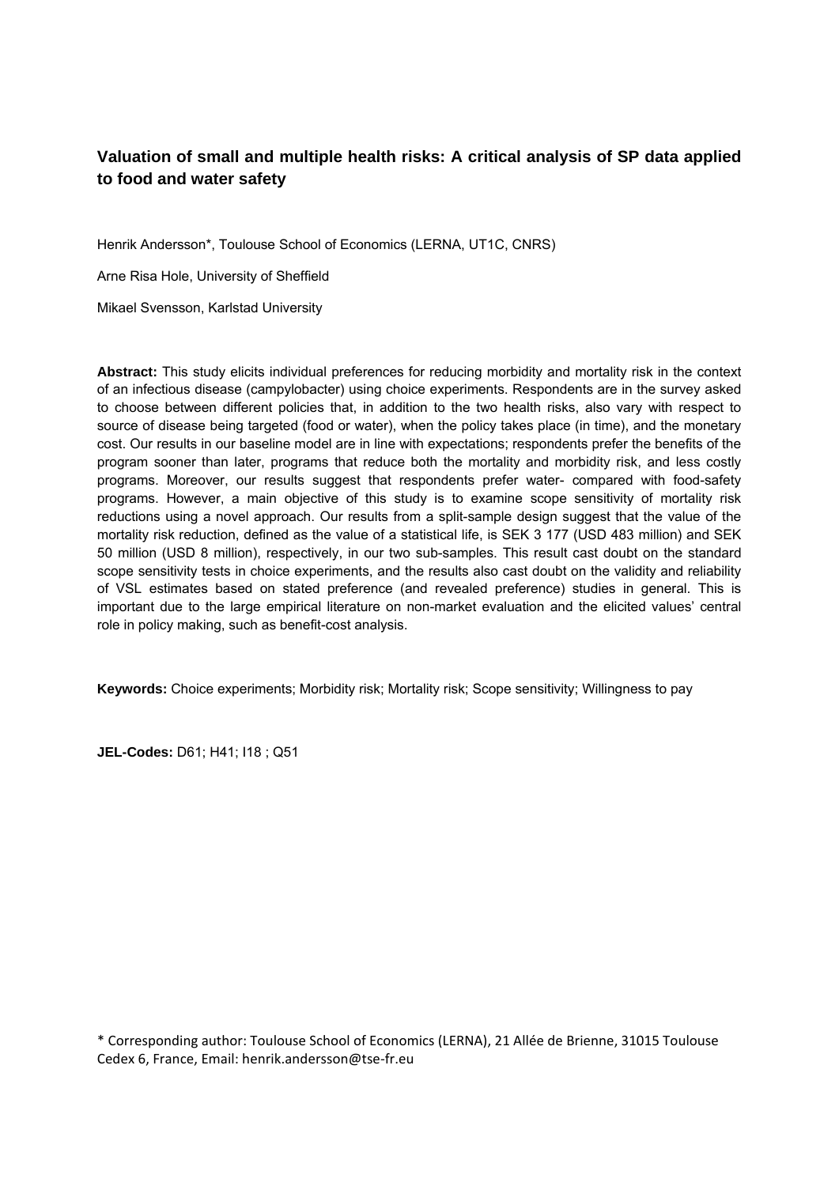# Valuation of small and multiple health risks: A critical analysis of SP data applied to food and water safety

Henrik Andersson*, Toulouse School of Economics (LERNA, UT1C, CNRS)

Arne Risa Hole, University of Sheffield

Mikael Svensson, Karlstad University

**Abstract:** This study elicits individual preferences for reducing morbidity and mortality risk in the context of an infectious disease (campylobacter) using choice experiments. Respondents are in the survey asked to choose between different policies that, in addition to the two health risks, also vary with respect to source of disease being targeted (food or water), when the policy takes place (in time), and the monetary cost. Our results in our baseline model are in line with expectations; respondents prefer the benefits of the program sooner than later, programs that reduce both the mortality and morbidity risk, and less costly programs. Moreover, our results suggest that respondents prefer water- compared with food-safety programs. However, a main objective of this study is to examine scope sensitivity of mortality risk reductions using a novel approach. Our results from a split-sample design suggest that the value of the mortality risk reduction, defined as the value of a statistical life, is SEK 3 177 (USD 483 million) and SEK 50 million (USD 8 million), respectively, in our two sub-samples. This result cast doubt on the standard scope sensitivity tests in choice experiments, and the results also cast doubt on the validity and reliability of VSL estimates based on stated preference (and revealed preference) studies in general. This is important due to the large empirical literature on non-market evaluation and the elicited values' central role in policy making, such as benefit-cost analysis.

**Keywords:** Choice experiments; Morbidity risk; Mortality risk; Scope sensitivity; Willingness to pay

**JEL-Codes:** D61; H41; I18 ; Q51

\* Corresponding author: Toulouse School of Economics (LERNA), 21 Allée de Brienne, 31015 Toulouse Cedex 6, France, Email: henrik.andersson@tse-fr.eu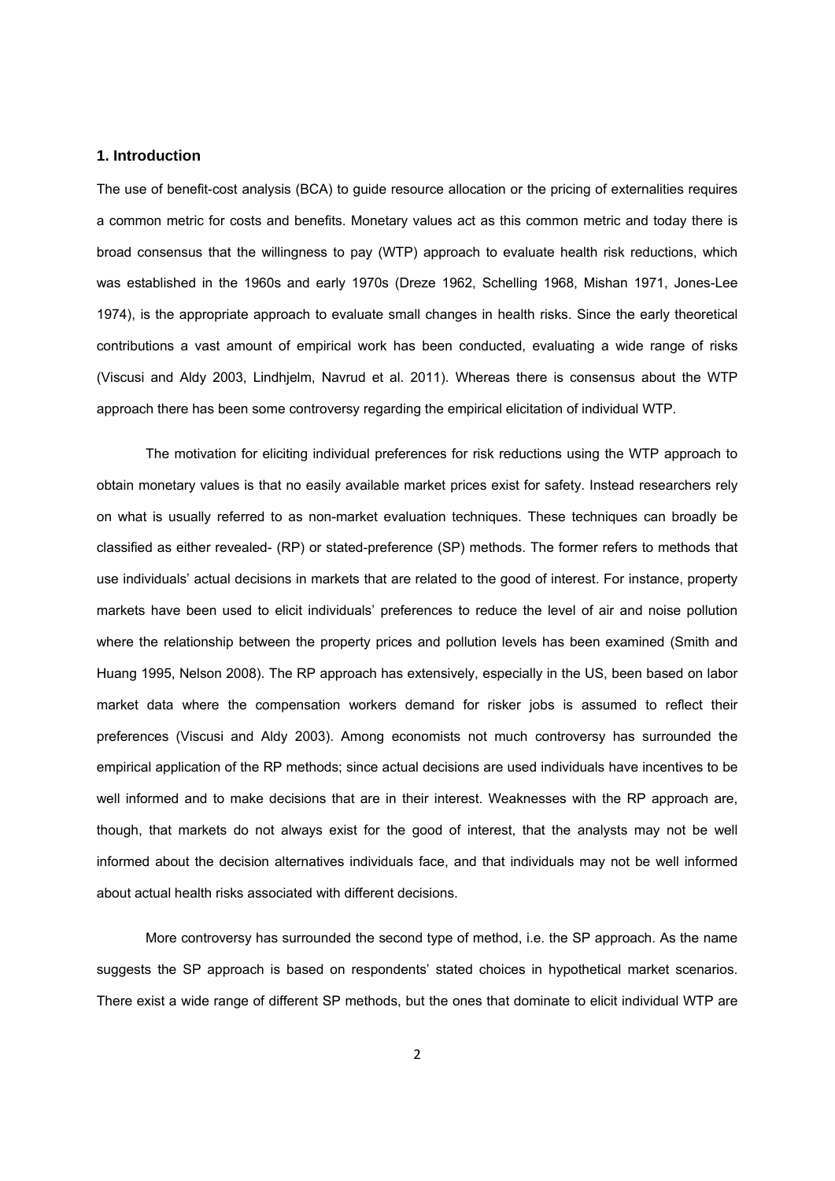## 1. Introduction

The use of benefit-cost analysis (BCA) to guide resource allocation or the pricing of externalities requires a common metric for costs and benefits. Monetary values act as this common metric and today there is broad consensus that the willingness to pay (WTP) approach to evaluate health risk reductions, which was established in the 1960s and early 1970s (Dreze 1962, Schelling 1968, Mishan 1971, Jones-Lee 1974), is the appropriate approach to evaluate small changes in health risks. Since the early theoretical contributions a vast amount of empirical work has been conducted, evaluating a wide range of risks (Viscusi and Aldy 2003, Lindhjelm, Navrud et al. 2011). Whereas there is consensus about the WTP approach there has been some controversy regarding the empirical elicitation of individual WTP.

The motivation for eliciting individual preferences for risk reductions using the WTP approach to obtain monetary values is that no easily available market prices exist for safety. Instead researchers rely on what is usually referred to as non-market evaluation techniques. These techniques can broadly be classified as either revealed- (RP) or stated-preference (SP) methods. The former refers to methods that use individuals' actual decisions in markets that are related to the good of interest. For instance, property markets have been used to elicit individuals' preferences to reduce the level of air and noise pollution where the relationship between the property prices and pollution levels has been examined (Smith and Huang 1995, Nelson 2008). The RP approach has extensively, especially in the US, been based on labor market data where the compensation workers demand for risker jobs is assumed to reflect their preferences (Viscusi and Aldy 2003). Among economists not much controversy has surrounded the empirical application of the RP methods; since actual decisions are used individuals have incentives to be well informed and to make decisions that are in their interest. Weaknesses with the RP approach are, though, that markets do not always exist for the good of interest, that the analysts may not be well informed about the decision alternatives individuals face, and that individuals may not be well informed about actual health risks associated with different decisions.

More controversy has surrounded the second type of method, i.e. the SP approach. As the name suggests the SP approach is based on respondents' stated choices in hypothetical market scenarios. There exist a wide range of different SP methods, but the ones that dominate to elicit individual WTP are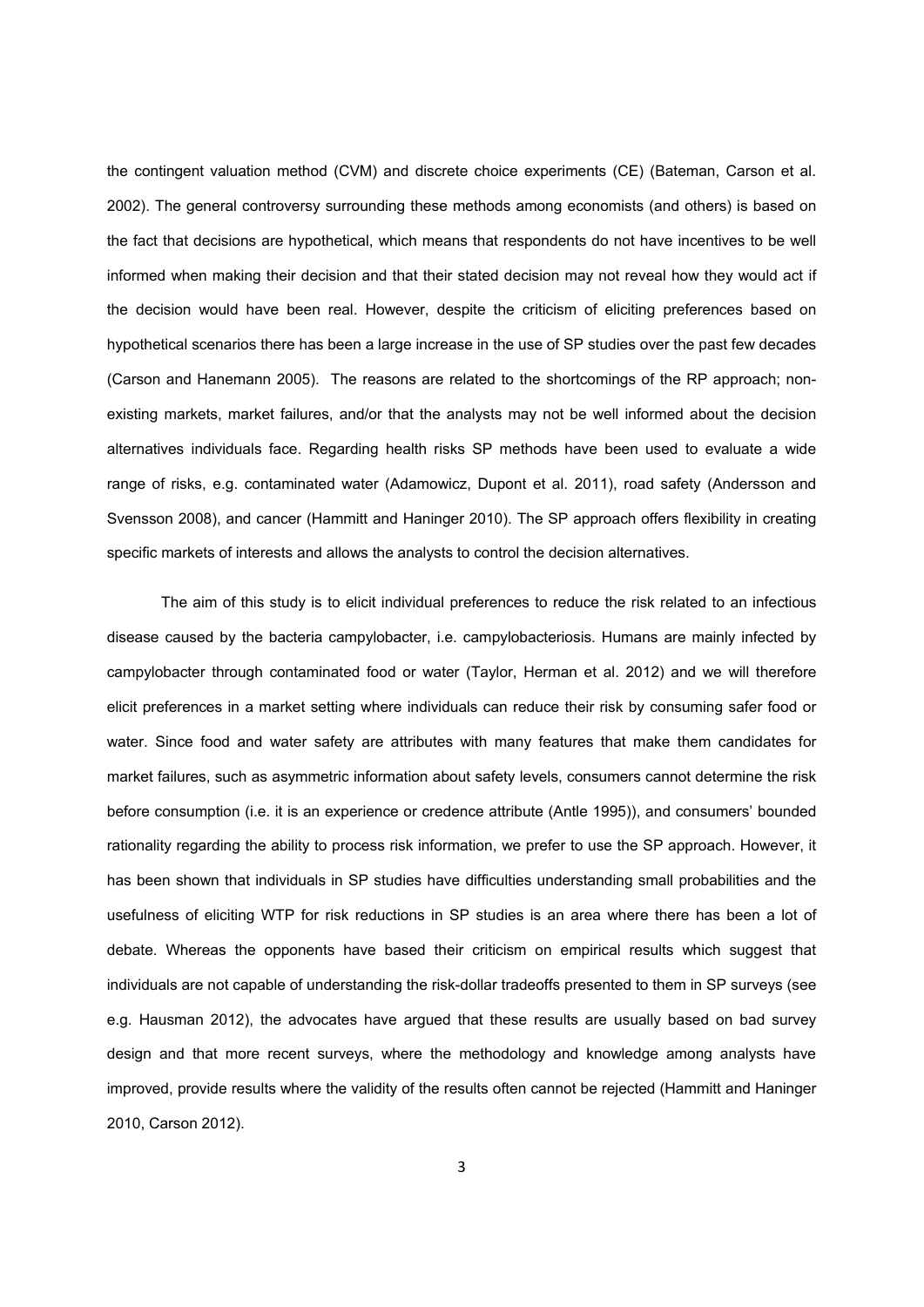the contingent valuation method (CVM) and discrete choice experiments (CE) (Bateman, Carson et al. 2002). The general controversy surrounding these methods among economists (and others) is based on the fact that decisions are hypothetical, which means that respondents do not have incentives to be well informed when making their decision and that their stated decision may not reveal how they would act if the decision would have been real. However, despite the criticism of eliciting preferences based on hypothetical scenarios there has been a large increase in the use of SP studies over the past few decades (Carson and Hanemann 2005). The reasons are related to the shortcomings of the RP approach; non-existing markets, market failures, and/or that the analysts may not be well informed about the decision alternatives individuals face. Regarding health risks SP methods have been used to evaluate a wide range of risks, e.g. contaminated water (Adamowicz, Dupont et al. 2011), road safety (Andersson and Svensson 2008), and cancer (Hammitt and Haninger 2010). The SP approach offers flexibility in creating specific markets of interests and allows the analysts to control the decision alternatives.

The aim of this study is to elicit individual preferences to reduce the risk related to an infectious disease caused by the bacteria campylobacter, i.e. campylobacteriosis. Humans are mainly infected by campylobacter through contaminated food or water (Taylor, Herman et al. 2012) and we will therefore elicit preferences in a market setting where individuals can reduce their risk by consuming safer food or water. Since food and water safety are attributes with many features that make them candidates for market failures, such as asymmetric information about safety levels, consumers cannot determine the risk before consumption (i.e. it is an experience or credence attribute (Antle 1995)), and consumers' bounded rationality regarding the ability to process risk information, we prefer to use the SP approach. However, it has been shown that individuals in SP studies have difficulties understanding small probabilities and the usefulness of eliciting WTP for risk reductions in SP studies is an area where there has been a lot of debate. Whereas the opponents have based their criticism on empirical results which suggest that individuals are not capable of understanding the risk-dollar tradeoffs presented to them in SP surveys (see e.g. Hausman 2012), the advocates have argued that these results are usually based on bad survey design and that more recent surveys, where the methodology and knowledge among analysts have improved, provide results where the validity of the results often cannot be rejected (Hammitt and Haninger 2010, Carson 2012).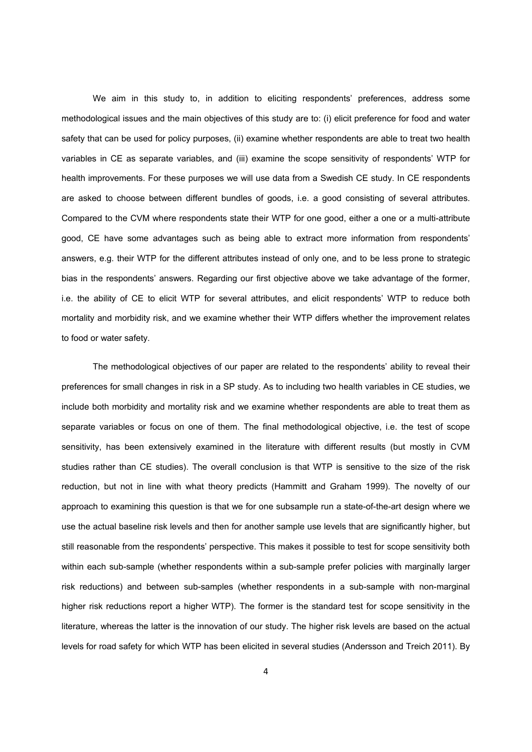We aim in this study to, in addition to eliciting respondents' preferences, address some methodological issues and the main objectives of this study are to: (i) elicit preference for food and water safety that can be used for policy purposes, (ii) examine whether respondents are able to treat two health variables in CE as separate variables, and (iii) examine the scope sensitivity of respondents' WTP for health improvements. For these purposes we will use data from a Swedish CE study. In CE respondents are asked to choose between different bundles of goods, i.e. a good consisting of several attributes. Compared to the CVM where respondents state their WTP for one good, either a one or a multi-attribute good, CE have some advantages such as being able to extract more information from respondents' answers, e.g. their WTP for the different attributes instead of only one, and to be less prone to strategic bias in the respondents' answers. Regarding our first objective above we take advantage of the former, i.e. the ability of CE to elicit WTP for several attributes, and elicit respondents' WTP to reduce both mortality and morbidity risk, and we examine whether their WTP differs whether the improvement relates to food or water safety.

The methodological objectives of our paper are related to the respondents' ability to reveal their preferences for small changes in risk in a SP study. As to including two health variables in CE studies, we include both morbidity and mortality risk and we examine whether respondents are able to treat them as separate variables or focus on one of them. The final methodological objective, i.e. the test of scope sensitivity, has been extensively examined in the literature with different results (but mostly in CVM studies rather than CE studies). The overall conclusion is that WTP is sensitive to the size of the risk reduction, but not in line with what theory predicts (Hammitt and Graham 1999). The novelty of our approach to examining this question is that we for one subsample run a state-of-the-art design where we use the actual baseline risk levels and then for another sample use levels that are significantly higher, but still reasonable from the respondents' perspective. This makes it possible to test for scope sensitivity both within each sub-sample (whether respondents within a sub-sample prefer policies with marginally larger risk reductions) and between sub-samples (whether respondents in a sub-sample with non-marginal higher risk reductions report a higher WTP). The former is the standard test for scope sensitivity in the literature, whereas the latter is the innovation of our study. The higher risk levels are based on the actual levels for road safety for which WTP has been elicited in several studies (Andersson and Treich 2011). By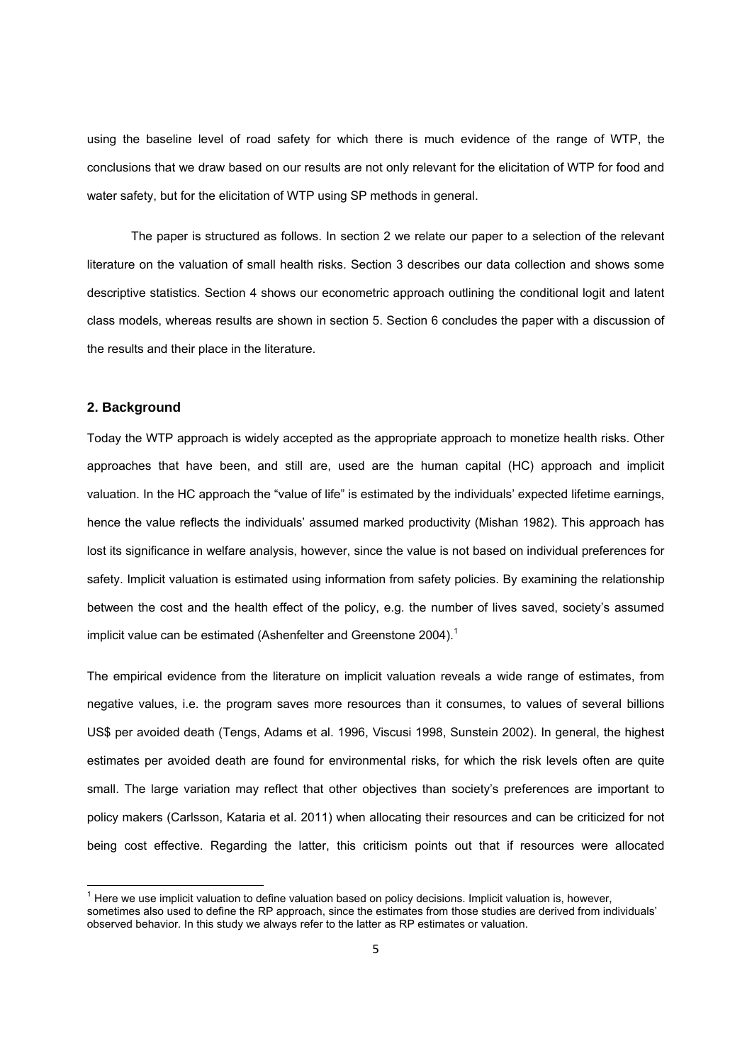using the baseline level of road safety for which there is much evidence of the range of WTP, the conclusions that we draw based on our results are not only relevant for the elicitation of WTP for food and water safety, but for the elicitation of WTP using SP methods in general.

The paper is structured as follows. In section 2 we relate our paper to a selection of the relevant literature on the valuation of small health risks. Section 3 describes our data collection and shows some descriptive statistics. Section 4 shows our econometric approach outlining the conditional logit and latent class models, whereas results are shown in section 5. Section 6 concludes the paper with a discussion of the results and their place in the literature.

## 2. Background

Today the WTP approach is widely accepted as the appropriate approach to monetize health risks. Other approaches that have been, and still are, used are the human capital (HC) approach and implicit valuation. In the HC approach the "value of life" is estimated by the individuals' expected lifetime earnings, hence the value reflects the individuals' assumed marked productivity (Mishan 1982). This approach has lost its significance in welfare analysis, however, since the value is not based on individual preferences for safety. Implicit valuation is estimated using information from safety policies. By examining the relationship between the cost and the health effect of the policy, e.g. the number of lives saved, society's assumed implicit value can be estimated (Ashenfelter and Greenstone 2004).[1]

The empirical evidence from the literature on implicit valuation reveals a wide range of estimates, from negative values, i.e. the program saves more resources than it consumes, to values of several billions US$ per avoided death (Tengs, Adams et al. 1996, Viscusi 1998, Sunstein 2002). In general, the highest estimates per avoided death are found for environmental risks, for which the risk levels often are quite small. The large variation may reflect that other objectives than society's preferences are important to policy makers (Carlsson, Kataria et al. 2011) when allocating their resources and can be criticized for not being cost effective. Regarding the latter, this criticism points out that if resources were allocated

[1] Here we use implicit valuation to define valuation based on policy decisions. Implicit valuation is, however, sometimes also used to define the RP approach, since the estimates from those studies are derived from individuals' observed behavior. In this study we always refer to the latter as RP estimates or valuation.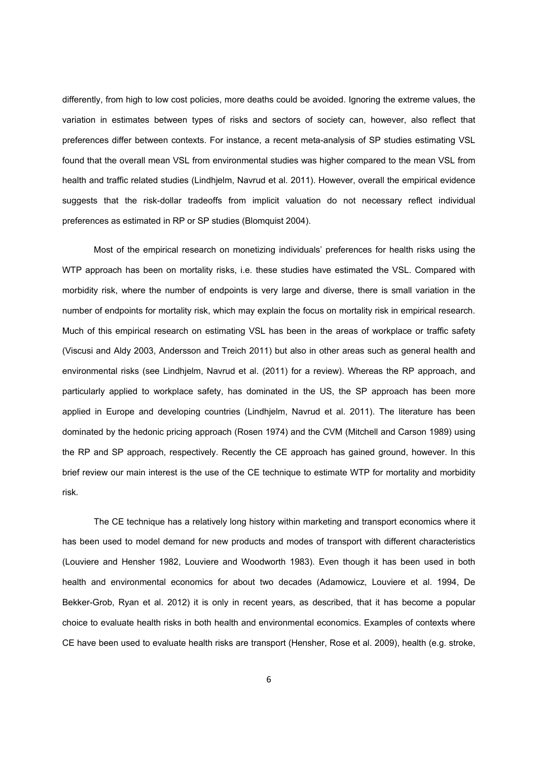differently, from high to low cost policies, more deaths could be avoided. Ignoring the extreme values, the variation in estimates between types of risks and sectors of society can, however, also reflect that preferences differ between contexts. For instance, a recent meta-analysis of SP studies estimating VSL found that the overall mean VSL from environmental studies was higher compared to the mean VSL from health and traffic related studies (Lindhjelm, Navrud et al. 2011). However, overall the empirical evidence suggests that the risk-dollar tradeoffs from implicit valuation do not necessary reflect individual preferences as estimated in RP or SP studies (Blomquist 2004).

Most of the empirical research on monetizing individuals' preferences for health risks using the WTP approach has been on mortality risks, i.e. these studies have estimated the VSL. Compared with morbidity risk, where the number of endpoints is very large and diverse, there is small variation in the number of endpoints for mortality risk, which may explain the focus on mortality risk in empirical research. Much of this empirical research on estimating VSL has been in the areas of workplace or traffic safety (Viscusi and Aldy 2003, Andersson and Treich 2011) but also in other areas such as general health and environmental risks (see Lindhjelm, Navrud et al. (2011) for a review). Whereas the RP approach, and particularly applied to workplace safety, has dominated in the US, the SP approach has been more applied in Europe and developing countries (Lindhjelm, Navrud et al. 2011). The literature has been dominated by the hedonic pricing approach (Rosen 1974) and the CVM (Mitchell and Carson 1989) using the RP and SP approach, respectively. Recently the CE approach has gained ground, however. In this brief review our main interest is the use of the CE technique to estimate WTP for mortality and morbidity risk.

The CE technique has a relatively long history within marketing and transport economics where it has been used to model demand for new products and modes of transport with different characteristics (Louviere and Hensher 1982, Louviere and Woodworth 1983). Even though it has been used in both health and environmental economics for about two decades (Adamowicz, Louviere et al. 1994, De Bekker-Grob, Ryan et al. 2012) it is only in recent years, as described, that it has become a popular choice to evaluate health risks in both health and environmental economics. Examples of contexts where CE have been used to evaluate health risks are transport (Hensher, Rose et al. 2009), health (e.g. stroke,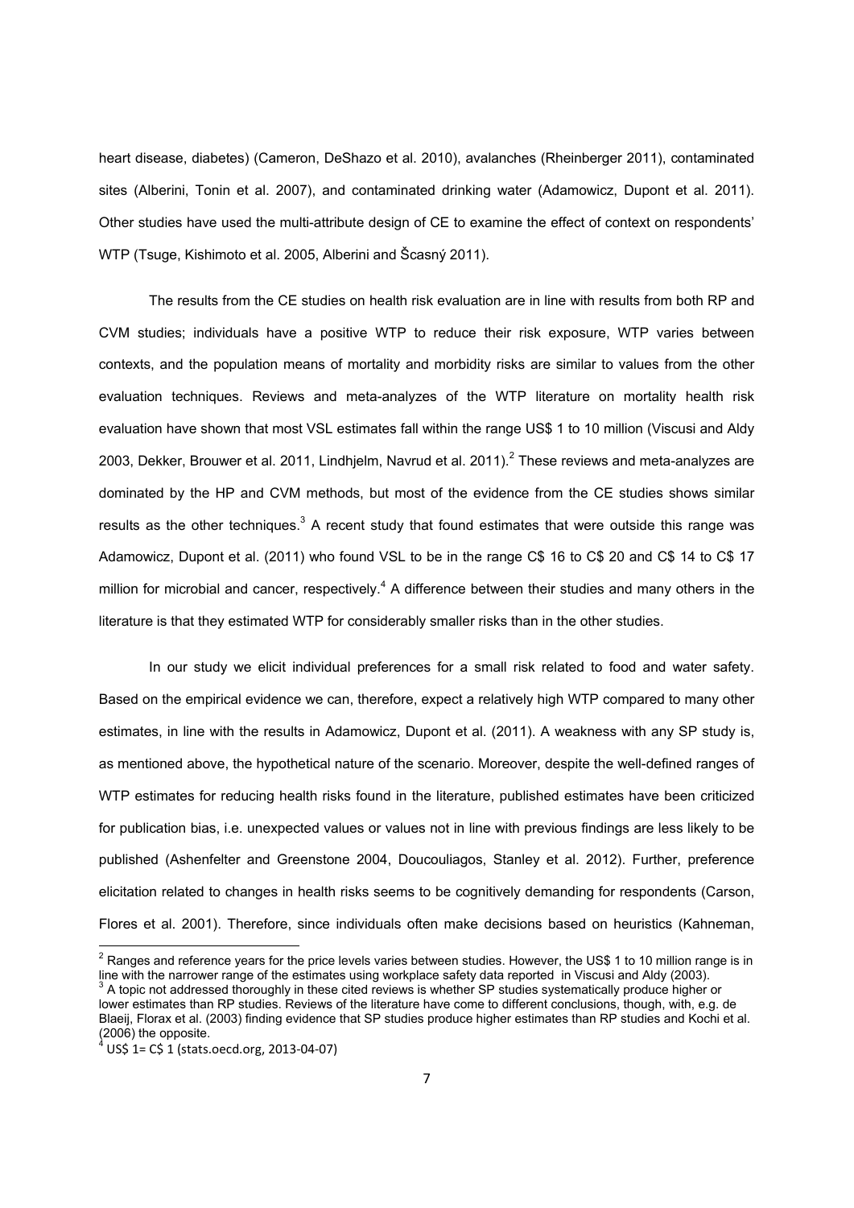heart disease, diabetes) (Cameron, DeShazo et al. 2010), avalanches (Rheinberger 2011), contaminated sites (Alberini, Tonin et al. 2007), and contaminated drinking water (Adamowicz, Dupont et al. 2011). Other studies have used the multi-attribute design of CE to examine the effect of context on respondents' WTP (Tsuge, Kishimoto et al. 2005, Alberini and Ščasný 2011).

The results from the CE studies on health risk evaluation are in line with results from both RP and CVM studies; individuals have a positive WTP to reduce their risk exposure, WTP varies between contexts, and the population means of mortality and morbidity risks are similar to values from the other evaluation techniques. Reviews and meta-analyzes of the WTP literature on mortality health risk evaluation have shown that most VSL estimates fall within the range US$ 1 to 10 million (Viscusi and Aldy 2003, Dekker, Brouwer et al. 2011, Lindhjelm, Navrud et al. 2011).[2] These reviews and meta-analyzes are dominated by the HP and CVM methods, but most of the evidence from the CE studies shows similar results as the other techniques.[3] A recent study that found estimates that were outside this range was Adamowicz, Dupont et al. (2011) who found VSL to be in the range C$ 16 to C$ 20 and C$ 14 to C$ 17 million for microbial and cancer, respectively.[4] A difference between their studies and many others in the literature is that they estimated WTP for considerably smaller risks than in the other studies.

In our study we elicit individual preferences for a small risk related to food and water safety. Based on the empirical evidence we can, therefore, expect a relatively high WTP compared to many other estimates, in line with the results in Adamowicz, Dupont et al. (2011). A weakness with any SP study is, as mentioned above, the hypothetical nature of the scenario. Moreover, despite the well-defined ranges of WTP estimates for reducing health risks found in the literature, published estimates have been criticized for publication bias, i.e. unexpected values or values not in line with previous findings are less likely to be published (Ashenfelter and Greenstone 2004, Doucouliagos, Stanley et al. 2012). Further, preference elicitation related to changes in health risks seems to be cognitively demanding for respondents (Carson, Flores et al. 2001). Therefore, since individuals often make decisions based on heuristics (Kahneman,

---

[2] Ranges and reference years for the price levels varies between studies. However, the US$ 1 to 10 million range is in line with the narrower range of the estimates using workplace safety data reported in Viscusi and Aldy (2003).

[3] A topic not addressed thoroughly in these cited reviews is whether SP studies systematically produce higher or lower estimates than RP studies. Reviews of the literature have come to different conclusions, though, with, e.g. de Blaeij, Florax et al. (2003) finding evidence that SP studies produce higher estimates than RP studies and Kochi et al. (2006) the opposite.

[4] US$ 1= C$ 1 (stats.oecd.org, 2013-04-07)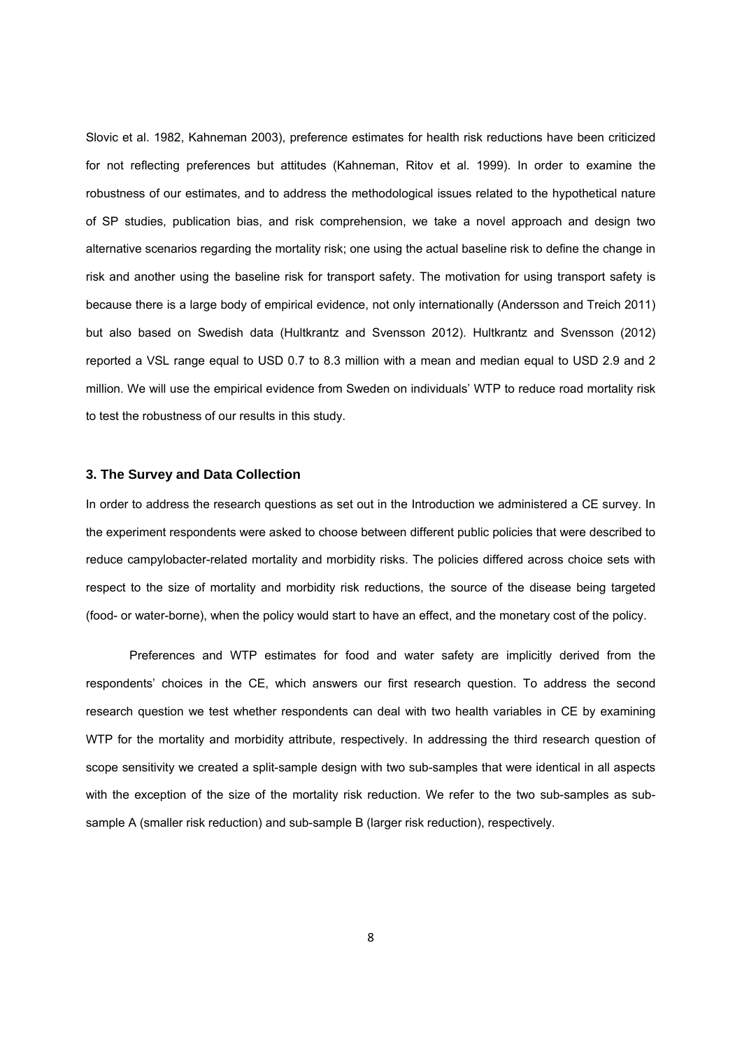Slovic et al. 1982, Kahneman 2003), preference estimates for health risk reductions have been criticized for not reflecting preferences but attitudes (Kahneman, Ritov et al. 1999). In order to examine the robustness of our estimates, and to address the methodological issues related to the hypothetical nature of SP studies, publication bias, and risk comprehension, we take a novel approach and design two alternative scenarios regarding the mortality risk; one using the actual baseline risk to define the change in risk and another using the baseline risk for transport safety. The motivation for using transport safety is because there is a large body of empirical evidence, not only internationally (Andersson and Treich 2011) but also based on Swedish data (Hultkrantz and Svensson 2012). Hultkrantz and Svensson (2012) reported a VSL range equal to USD 0.7 to 8.3 million with a mean and median equal to USD 2.9 and 2 million. We will use the empirical evidence from Sweden on individuals' WTP to reduce road mortality risk to test the robustness of our results in this study.

### 3. The Survey and Data Collection

In order to address the research questions as set out in the Introduction we administered a CE survey. In the experiment respondents were asked to choose between different public policies that were described to reduce campylobacter-related mortality and morbidity risks. The policies differed across choice sets with respect to the size of mortality and morbidity risk reductions, the source of the disease being targeted (food- or water-borne), when the policy would start to have an effect, and the monetary cost of the policy.

Preferences and WTP estimates for food and water safety are implicitly derived from the respondents' choices in the CE, which answers our first research question. To address the second research question we test whether respondents can deal with two health variables in CE by examining WTP for the mortality and morbidity attribute, respectively. In addressing the third research question of scope sensitivity we created a split-sample design with two sub-samples that were identical in all aspects with the exception of the size of the mortality risk reduction. We refer to the two sub-samples as sub-sample A (smaller risk reduction) and sub-sample B (larger risk reduction), respectively.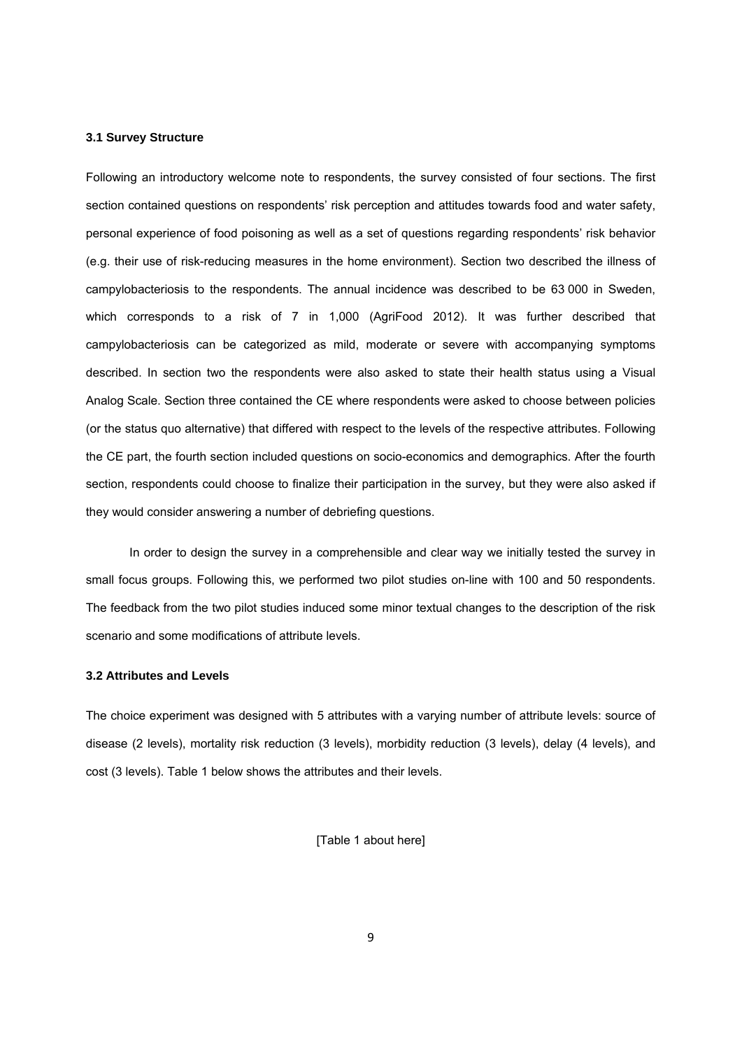### 3.1 Survey Structure

Following an introductory welcome note to respondents, the survey consisted of four sections. The first section contained questions on respondents' risk perception and attitudes towards food and water safety, personal experience of food poisoning as well as a set of questions regarding respondents' risk behavior (e.g. their use of risk-reducing measures in the home environment). Section two described the illness of campylobacteriosis to the respondents. The annual incidence was described to be 63 000 in Sweden, which corresponds to a risk of 7 in 1,000 (AgriFood 2012). It was further described that campylobacteriosis can be categorized as mild, moderate or severe with accompanying symptoms described. In section two the respondents were also asked to state their health status using a Visual Analog Scale. Section three contained the CE where respondents were asked to choose between policies (or the status quo alternative) that differed with respect to the levels of the respective attributes. Following the CE part, the fourth section included questions on socio-economics and demographics. After the fourth section, respondents could choose to finalize their participation in the survey, but they were also asked if they would consider answering a number of debriefing questions.

In order to design the survey in a comprehensible and clear way we initially tested the survey in small focus groups. Following this, we performed two pilot studies on-line with 100 and 50 respondents. The feedback from the two pilot studies induced some minor textual changes to the description of the risk scenario and some modifications of attribute levels.

### 3.2 Attributes and Levels

The choice experiment was designed with 5 attributes with a varying number of attribute levels: source of disease (2 levels), mortality risk reduction (3 levels), morbidity reduction (3 levels), delay (4 levels), and cost (3 levels). Table 1 below shows the attributes and their levels.

[Table 1 about here]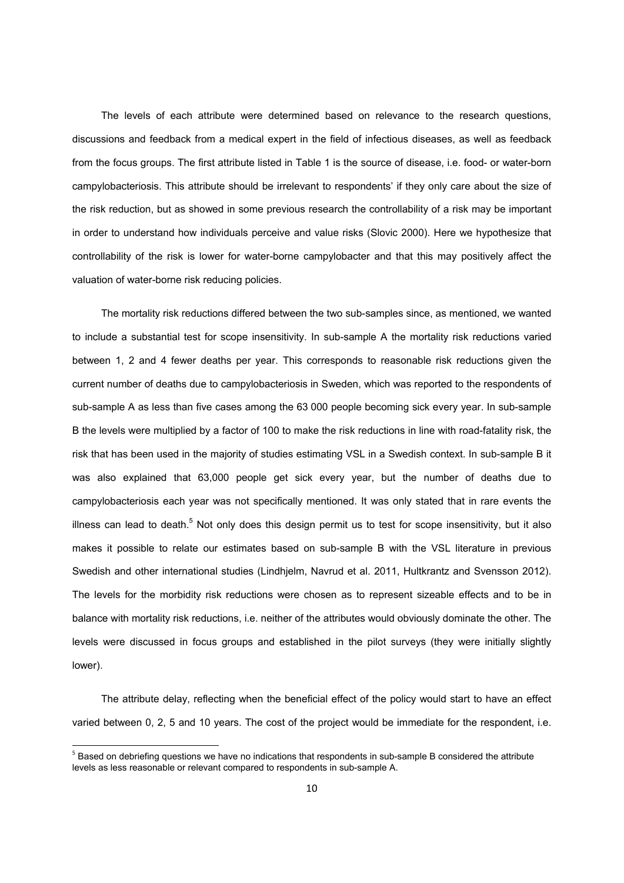The levels of each attribute were determined based on relevance to the research questions, discussions and feedback from a medical expert in the field of infectious diseases, as well as feedback from the focus groups. The first attribute listed in Table 1 is the source of disease, i.e. food- or water-born campylobacteriosis. This attribute should be irrelevant to respondents' if they only care about the size of the risk reduction, but as showed in some previous research the controllability of a risk may be important in order to understand how individuals perceive and value risks (Slovic 2000). Here we hypothesize that controllability of the risk is lower for water-borne campylobacter and that this may positively affect the valuation of water-borne risk reducing policies.

The mortality risk reductions differed between the two sub-samples since, as mentioned, we wanted to include a substantial test for scope insensitivity. In sub-sample A the mortality risk reductions varied between 1, 2 and 4 fewer deaths per year. This corresponds to reasonable risk reductions given the current number of deaths due to campylobacteriosis in Sweden, which was reported to the respondents of sub-sample A as less than five cases among the 63 000 people becoming sick every year. In sub-sample B the levels were multiplied by a factor of 100 to make the risk reductions in line with road-fatality risk, the risk that has been used in the majority of studies estimating VSL in a Swedish context. In sub-sample B it was also explained that 63,000 people get sick every year, but the number of deaths due to campylobacteriosis each year was not specifically mentioned. It was only stated that in rare events the illness can lead to death.[5] Not only does this design permit us to test for scope insensitivity, but it also makes it possible to relate our estimates based on sub-sample B with the VSL literature in previous Swedish and other international studies (Lindhjelm, Navrud et al. 2011, Hultkrantz and Svensson 2012). The levels for the morbidity risk reductions were chosen as to represent sizeable effects and to be in balance with mortality risk reductions, i.e. neither of the attributes would obviously dominate the other. The levels were discussed in focus groups and established in the pilot surveys (they were initially slightly lower).

The attribute delay, reflecting when the beneficial effect of the policy would start to have an effect varied between 0, 2, 5 and 10 years. The cost of the project would be immediate for the respondent, i.e.

[5] Based on debriefing questions we have no indications that respondents in sub-sample B considered the attribute levels as less reasonable or relevant compared to respondents in sub-sample A.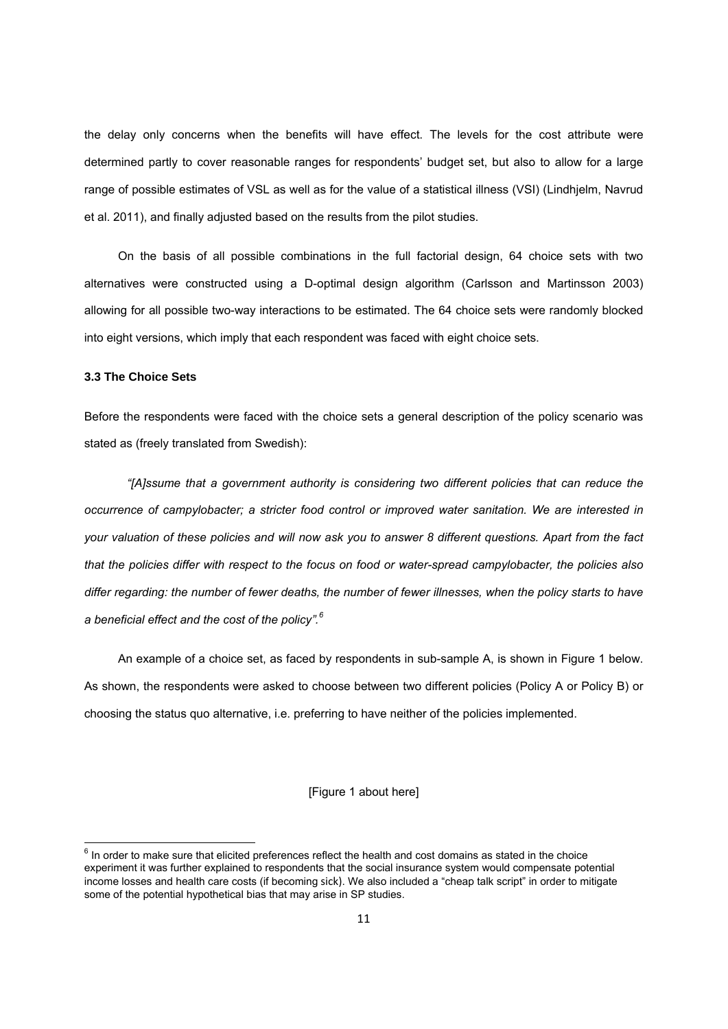the delay only concerns when the benefits will have effect. The levels for the cost attribute were determined partly to cover reasonable ranges for respondents' budget set, but also to allow for a large range of possible estimates of VSL as well as for the value of a statistical illness (VSI) (Lindhjelm, Navrud et al. 2011), and finally adjusted based on the results from the pilot studies.

On the basis of all possible combinations in the full factorial design, 64 choice sets with two alternatives were constructed using a D-optimal design algorithm (Carlsson and Martinsson 2003) allowing for all possible two-way interactions to be estimated. The 64 choice sets were randomly blocked into eight versions, which imply that each respondent was faced with eight choice sets.

### 3.3 The Choice Sets

Before the respondents were faced with the choice sets a general description of the policy scenario was stated as (freely translated from Swedish):

*"[A]ssume that a government authority is considering two different policies that can reduce the occurrence of campylobacter; a stricter food control or improved water sanitation. We are interested in your valuation of these policies and will now ask you to answer 8 different questions. Apart from the fact that the policies differ with respect to the focus on food or water-spread campylobacter, the policies also differ regarding: the number of fewer deaths, the number of fewer illnesses, when the policy starts to have a beneficial effect and the cost of the policy".*[6]

An example of a choice set, as faced by respondents in sub-sample A, is shown in Figure 1 below. As shown, the respondents were asked to choose between two different policies (Policy A or Policy B) or choosing the status quo alternative, i.e. preferring to have neither of the policies implemented.

[Figure 1 about here]

[6] In order to make sure that elicited preferences reflect the health and cost domains as stated in the choice experiment it was further explained to respondents that the social insurance system would compensate potential income losses and health care costs (if becoming sick). We also included a "cheap talk script" in order to mitigate some of the potential hypothetical bias that may arise in SP studies.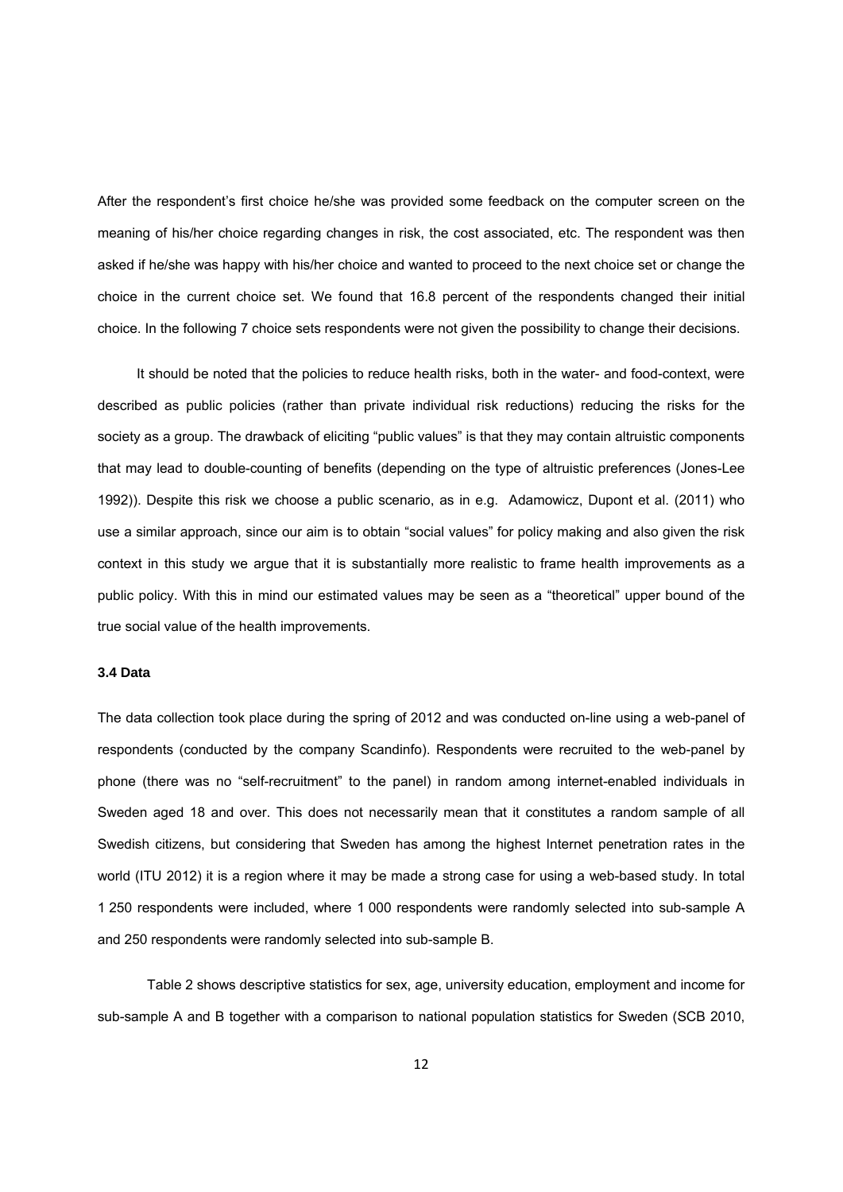After the respondent's first choice he/she was provided some feedback on the computer screen on the meaning of his/her choice regarding changes in risk, the cost associated, etc. The respondent was then asked if he/she was happy with his/her choice and wanted to proceed to the next choice set or change the choice in the current choice set. We found that 16.8 percent of the respondents changed their initial choice. In the following 7 choice sets respondents were not given the possibility to change their decisions.

It should be noted that the policies to reduce health risks, both in the water- and food-context, were described as public policies (rather than private individual risk reductions) reducing the risks for the society as a group. The drawback of eliciting "public values" is that they may contain altruistic components that may lead to double-counting of benefits (depending on the type of altruistic preferences (Jones-Lee 1992)). Despite this risk we choose a public scenario, as in e.g. Adamowicz, Dupont et al. (2011) who use a similar approach, since our aim is to obtain "social values" for policy making and also given the risk context in this study we argue that it is substantially more realistic to frame health improvements as a public policy. With this in mind our estimated values may be seen as a "theoretical" upper bound of the true social value of the health improvements.

### 3.4 Data

The data collection took place during the spring of 2012 and was conducted on-line using a web-panel of respondents (conducted by the company Scandinfo). Respondents were recruited to the web-panel by phone (there was no "self-recruitment" to the panel) in random among internet-enabled individuals in Sweden aged 18 and over. This does not necessarily mean that it constitutes a random sample of all Swedish citizens, but considering that Sweden has among the highest Internet penetration rates in the world (ITU 2012) it is a region where it may be made a strong case for using a web-based study. In total 1 250 respondents were included, where 1 000 respondents were randomly selected into sub-sample A and 250 respondents were randomly selected into sub-sample B.

Table 2 shows descriptive statistics for sex, age, university education, employment and income for sub-sample A and B together with a comparison to national population statistics for Sweden (SCB 2010,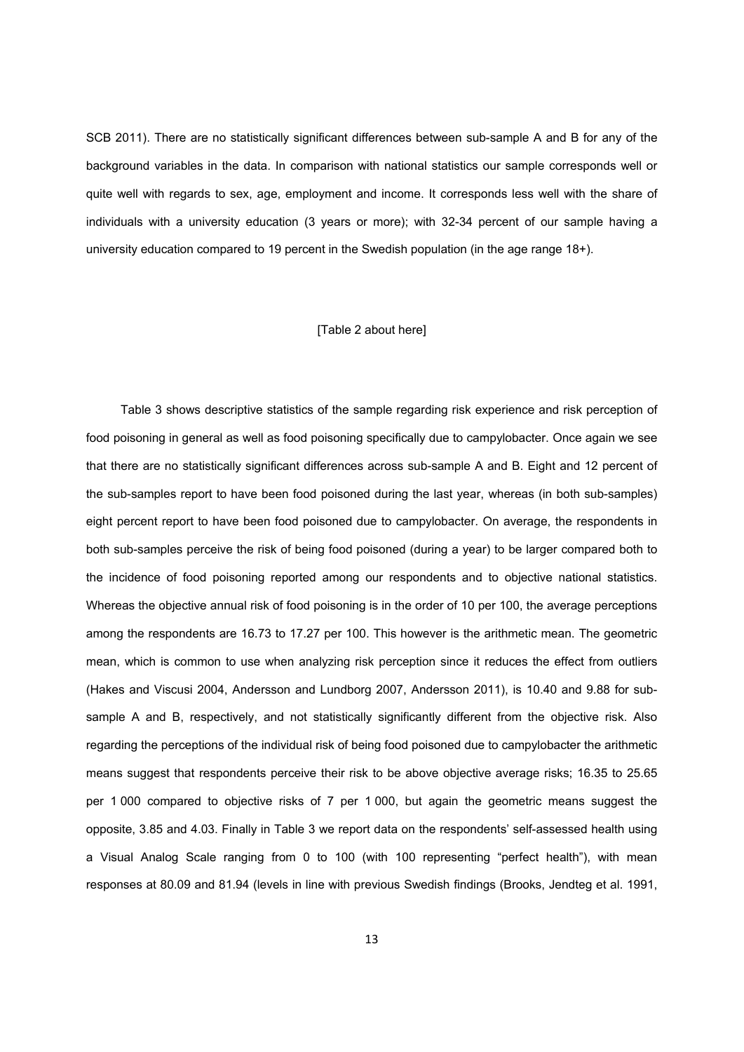SCB 2011). There are no statistically significant differences between sub-sample A and B for any of the background variables in the data. In comparison with national statistics our sample corresponds well or quite well with regards to sex, age, employment and income. It corresponds less well with the share of individuals with a university education (3 years or more); with 32-34 percent of our sample having a university education compared to 19 percent in the Swedish population (in the age range 18+).

[Table 2 about here]

Table 3 shows descriptive statistics of the sample regarding risk experience and risk perception of food poisoning in general as well as food poisoning specifically due to campylobacter. Once again we see that there are no statistically significant differences across sub-sample A and B. Eight and 12 percent of the sub-samples report to have been food poisoned during the last year, whereas (in both sub-samples) eight percent report to have been food poisoned due to campylobacter. On average, the respondents in both sub-samples perceive the risk of being food poisoned (during a year) to be larger compared both to the incidence of food poisoning reported among our respondents and to objective national statistics. Whereas the objective annual risk of food poisoning is in the order of 10 per 100, the average perceptions among the respondents are 16.73 to 17.27 per 100. This however is the arithmetic mean. The geometric mean, which is common to use when analyzing risk perception since it reduces the effect from outliers (Hakes and Viscusi 2004, Andersson and Lundborg 2007, Andersson 2011), is 10.40 and 9.88 for sub-sample A and B, respectively, and not statistically significantly different from the objective risk. Also regarding the perceptions of the individual risk of being food poisoned due to campylobacter the arithmetic means suggest that respondents perceive their risk to be above objective average risks; 16.35 to 25.65 per 1 000 compared to objective risks of 7 per 1 000, but again the geometric means suggest the opposite, 3.85 and 4.03. Finally in Table 3 we report data on the respondents' self-assessed health using a Visual Analog Scale ranging from 0 to 100 (with 100 representing "perfect health"), with mean responses at 80.09 and 81.94 (levels in line with previous Swedish findings (Brooks, Jendteg et al. 1991,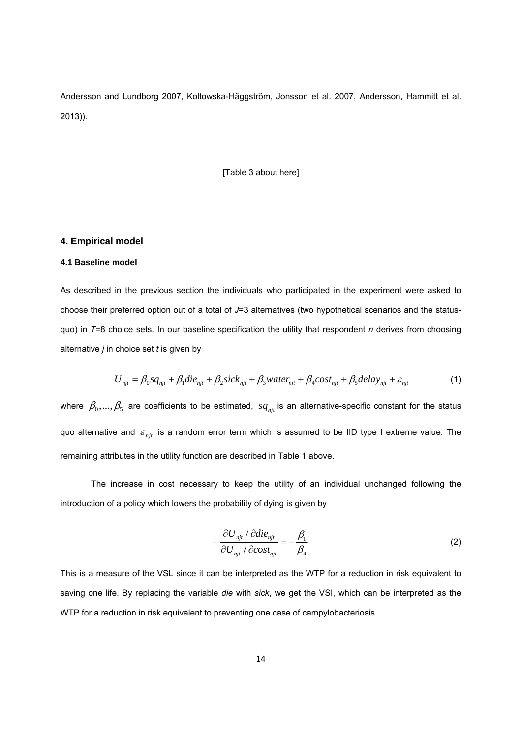Andersson and Lundborg 2007, Koltowska-Häggström, Jonsson et al. 2007, Andersson, Hammitt et al. 2013)).

[Table 3 about here]

## 4. Empirical model

### 4.1 Baseline model

As described in the previous section the individuals who participated in the experiment were asked to choose their preferred option out of a total of *J*=3 alternatives (two hypothetical scenarios and the status-quo) in *T*=8 choice sets. In our baseline specification the utility that respondent *n* derives from choosing alternative *j* in choice set *t* is given by

$$U_{njt} = \beta_0 sq_{njt} + \beta_1 die_{njt} + \beta_2 sick_{njt} + \beta_3 water_{njt} + \beta_4 cost_{njt} + \beta_5 delay_{njt} + \varepsilon_{njt} \tag{1}$$

where $\beta_0, ..., \beta_5$ are coefficients to be estimated, $sq_{njt}$ is an alternative-specific constant for the status quo alternative and $\varepsilon_{njt}$ is a random error term which is assumed to be IID type I extreme value. The remaining attributes in the utility function are described in Table 1 above.

The increase in cost necessary to keep the utility of an individual unchanged following the introduction of a policy which lowers the probability of dying is given by

$$-\frac{\partial U_{njt} / \partial die_{njt}}{\partial U_{njt} / \partial cost_{njt}} = -\frac{\beta_1}{\beta_4} \tag{2}$$

This is a measure of the VSL since it can be interpreted as the WTP for a reduction in risk equivalent to saving one life. By replacing the variable *die* with *sick*, we get the VSI, which can be interpreted as the WTP for a reduction in risk equivalent to preventing one case of campylobacteriosis.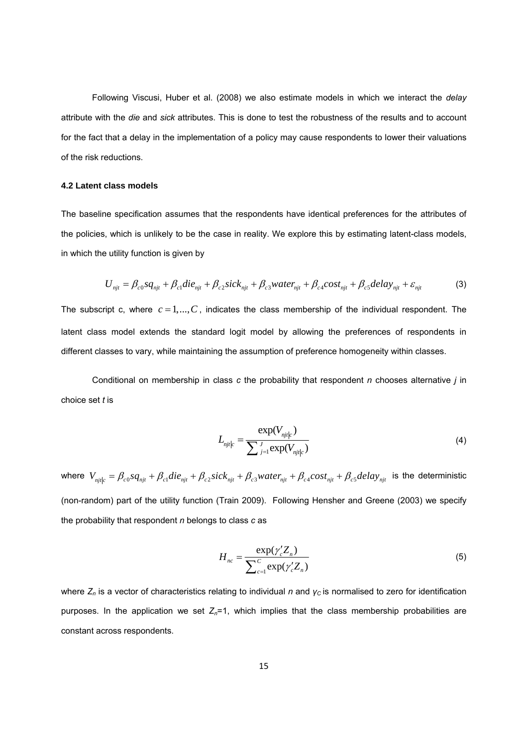Following Viscusi, Huber et al. (2008) we also estimate models in which we interact the *delay* attribute with the *die* and *sick* attributes. This is done to test the robustness of the results and to account for the fact that a delay in the implementation of a policy may cause respondents to lower their valuations of the risk reductions.

### 4.2 Latent class models

The baseline specification assumes that the respondents have identical preferences for the attributes of the policies, which is unlikely to be the case in reality. We explore this by estimating latent-class models, in which the utility function is given by

$$U_{njt} = \beta_{c0} sq_{njt} + \beta_{c1} die_{njt} + \beta_{c2} sick_{njt} + \beta_{c3} water_{njt} + \beta_{c4} cost_{njt} + \beta_{c5} delay_{njt} + \varepsilon_{njt} \tag{3}$$

The subscript c, where $c = 1,...,C$, indicates the class membership of the individual respondent. The latent class model extends the standard logit model by allowing the preferences of respondents in different classes to vary, while maintaining the assumption of preference homogeneity within classes.

Conditional on membership in class *c* the probability that respondent *n* chooses alternative *j* in choice set *t* is

$$L_{njt|c} = \frac{\exp(V_{njt|c})}{\sum_{j=1}^{J} \exp(V_{njt|c})} \tag{4}$$

where $V_{njt|c} = \beta_{c0} sq_{njt} + \beta_{c1} die_{njt} + \beta_{c2} sick_{njt} + \beta_{c3} water_{njt} + \beta_{c4} cost_{njt} + \beta_{c5} delay_{njt}$ is the deterministic (non-random) part of the utility function (Train 2009). Following Hensher and Greene (2003) we specify the probability that respondent *n* belongs to class *c* as

$$H_{nc} = \frac{\exp(\gamma_c' Z_n)}{\sum_{c=1}^{C} \exp(\gamma_c' Z_n)} \tag{5}$$

where $Z_n$ is a vector of characteristics relating to individual *n* and $\gamma_C$ is normalised to zero for identification purposes. In the application we set $Z_n$=1, which implies that the class membership probabilities are constant across respondents.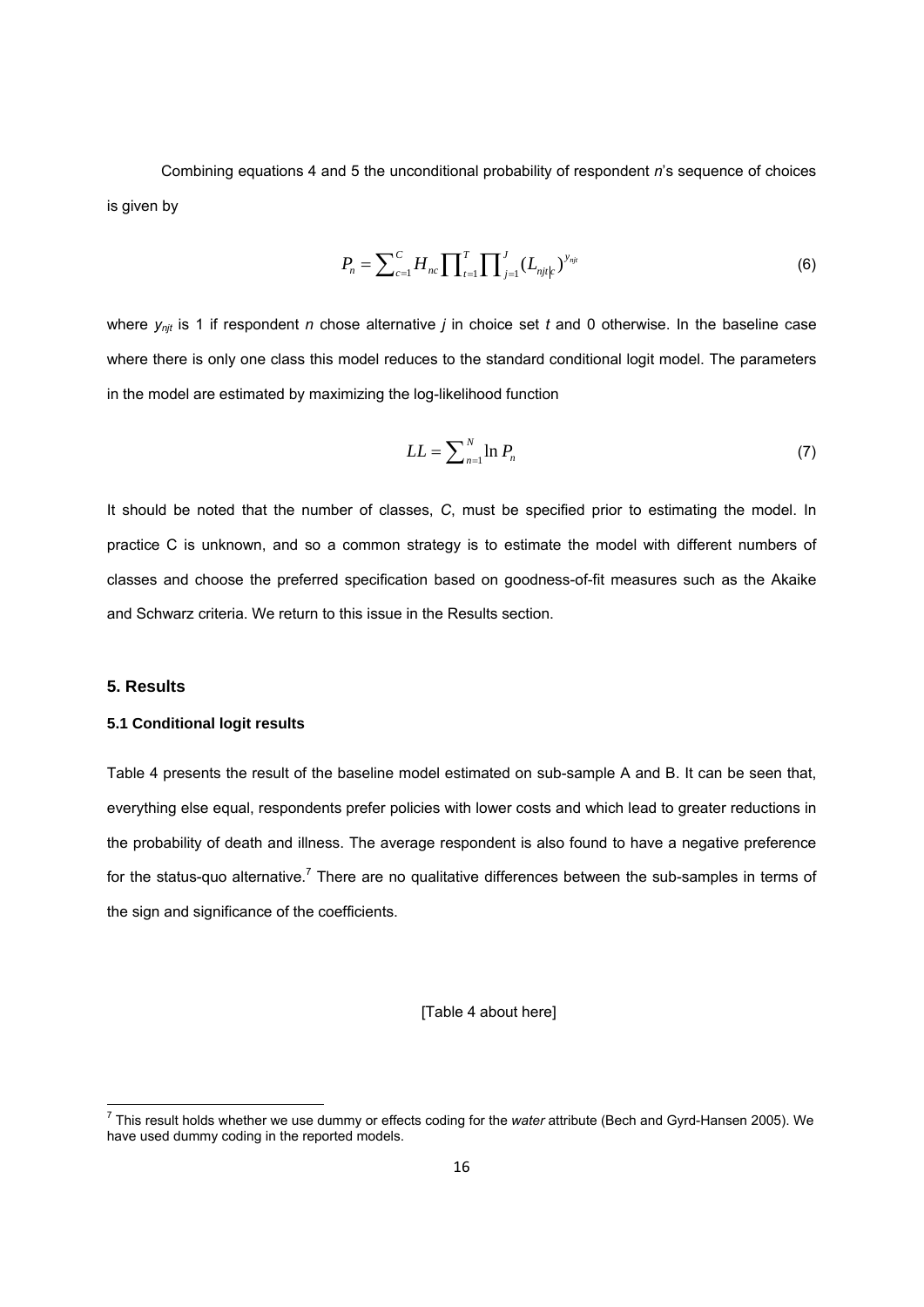Combining equations 4 and 5 the unconditional probability of respondent *n*'s sequence of choices is given by

$$P_n = \sum_{c=1}^{C} H_{nc} \prod_{t=1}^{T} \prod_{j=1}^{J} (L_{njt|c})^{y_{njt}} \tag{6}$$

where $y_{njt}$ is 1 if respondent *n* chose alternative *j* in choice set *t* and 0 otherwise. In the baseline case where there is only one class this model reduces to the standard conditional logit model. The parameters in the model are estimated by maximizing the log-likelihood function

$$LL = \sum_{n=1}^{N} \ln P_n \tag{7}$$

It should be noted that the number of classes, *C*, must be specified prior to estimating the model. In practice C is unknown, and so a common strategy is to estimate the model with different numbers of classes and choose the preferred specification based on goodness-of-fit measures such as the Akaike and Schwarz criteria. We return to this issue in the Results section.

## 5. Results

### 5.1 Conditional logit results

Table 4 presents the result of the baseline model estimated on sub-sample A and B. It can be seen that, everything else equal, respondents prefer policies with lower costs and which lead to greater reductions in the probability of death and illness. The average respondent is also found to have a negative preference for the status-quo alternative.[7] There are no qualitative differences between the sub-samples in terms of the sign and significance of the coefficients.

[Table 4 about here]

[7] This result holds whether we use dummy or effects coding for the *water* attribute (Bech and Gyrd-Hansen 2005). We have used dummy coding in the reported models.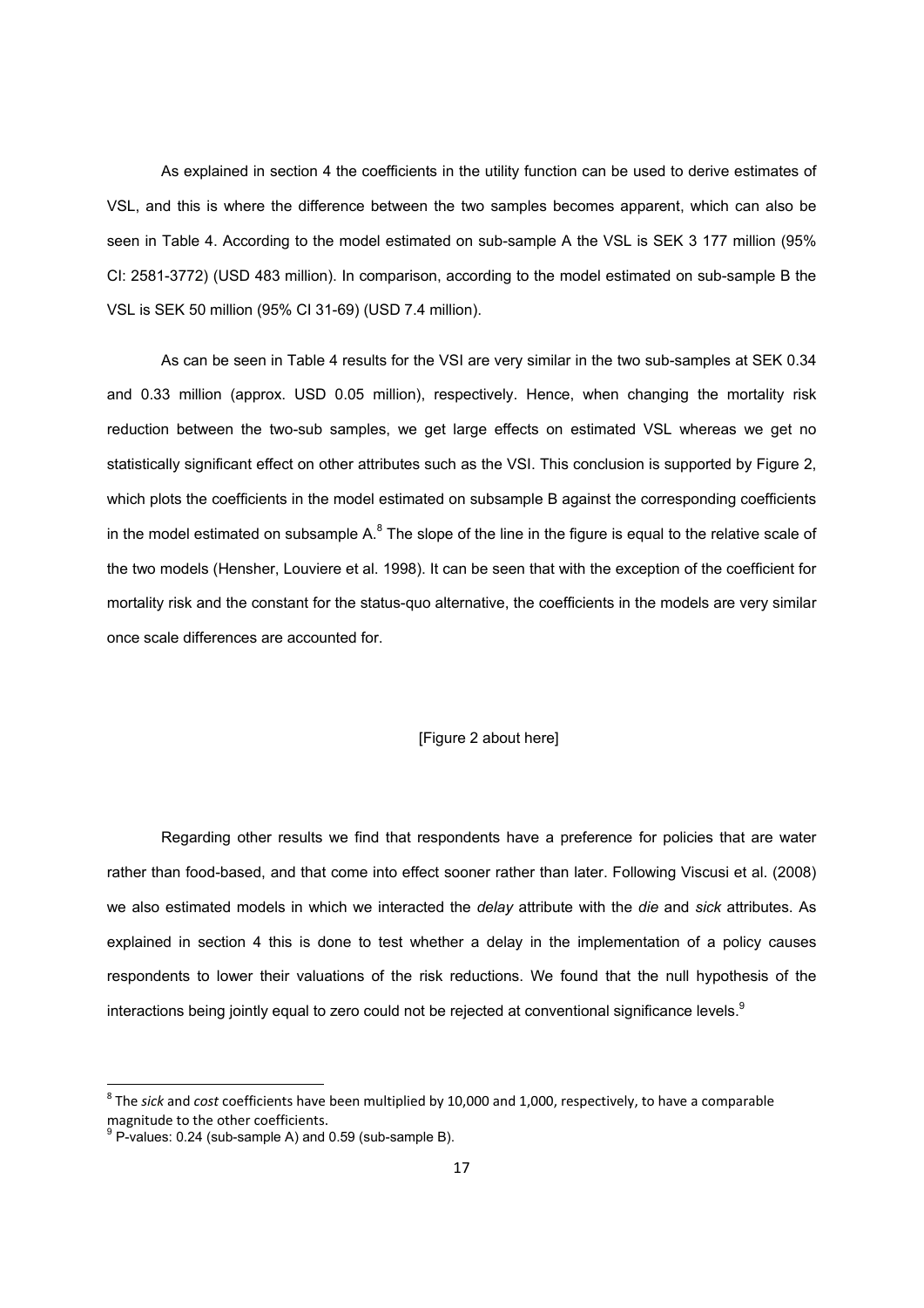As explained in section 4 the coefficients in the utility function can be used to derive estimates of VSL, and this is where the difference between the two samples becomes apparent, which can also be seen in Table 4. According to the model estimated on sub-sample A the VSL is SEK 3 177 million (95% CI: 2581-3772) (USD 483 million). In comparison, according to the model estimated on sub-sample B the VSL is SEK 50 million (95% CI 31-69) (USD 7.4 million).

As can be seen in Table 4 results for the VSI are very similar in the two sub-samples at SEK 0.34 and 0.33 million (approx. USD 0.05 million), respectively. Hence, when changing the mortality risk reduction between the two-sub samples, we get large effects on estimated VSL whereas we get no statistically significant effect on other attributes such as the VSI. This conclusion is supported by Figure 2, which plots the coefficients in the model estimated on subsample B against the corresponding coefficients in the model estimated on subsample A.[8] The slope of the line in the figure is equal to the relative scale of the two models (Hensher, Louviere et al. 1998). It can be seen that with the exception of the coefficient for mortality risk and the constant for the status-quo alternative, the coefficients in the models are very similar once scale differences are accounted for.

[Figure 2 about here]

Regarding other results we find that respondents have a preference for policies that are water rather than food-based, and that come into effect sooner rather than later. Following Viscusi et al. (2008) we also estimated models in which we interacted the *delay* attribute with the *die* and *sick* attributes. As explained in section 4 this is done to test whether a delay in the implementation of a policy causes respondents to lower their valuations of the risk reductions. We found that the null hypothesis of the interactions being jointly equal to zero could not be rejected at conventional significance levels.[9]

---

[8] The *sick* and *cost* coefficients have been multiplied by 10,000 and 1,000, respectively, to have a comparable magnitude to the other coefficients.

[9] P-values: 0.24 (sub-sample A) and 0.59 (sub-sample B).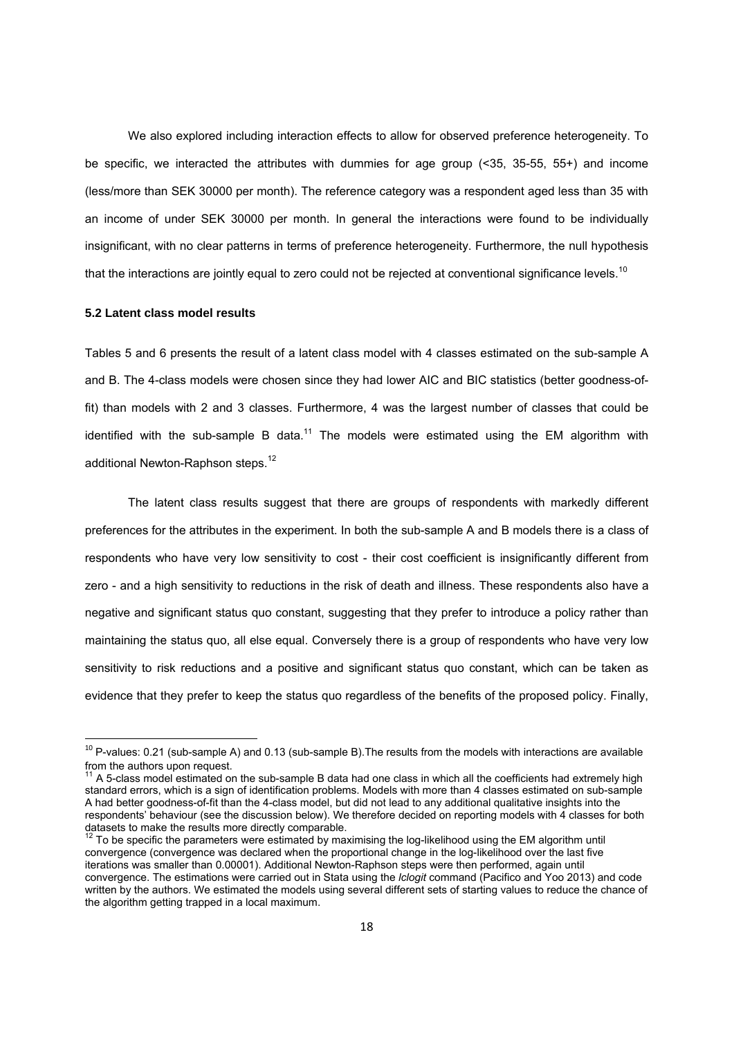We also explored including interaction effects to allow for observed preference heterogeneity. To be specific, we interacted the attributes with dummies for age group (<35, 35-55, 55+) and income (less/more than SEK 30000 per month). The reference category was a respondent aged less than 35 with an income of under SEK 30000 per month. In general the interactions were found to be individually insignificant, with no clear patterns in terms of preference heterogeneity. Furthermore, the null hypothesis that the interactions are jointly equal to zero could not be rejected at conventional significance levels.[10]

### 5.2 Latent class model results

Tables 5 and 6 presents the result of a latent class model with 4 classes estimated on the sub-sample A and B. The 4-class models were chosen since they had lower AIC and BIC statistics (better goodness-of-fit) than models with 2 and 3 classes. Furthermore, 4 was the largest number of classes that could be identified with the sub-sample B data.[11] The models were estimated using the EM algorithm with additional Newton-Raphson steps.[12]

The latent class results suggest that there are groups of respondents with markedly different preferences for the attributes in the experiment. In both the sub-sample A and B models there is a class of respondents who have very low sensitivity to cost - their cost coefficient is insignificantly different from zero - and a high sensitivity to reductions in the risk of death and illness. These respondents also have a negative and significant status quo constant, suggesting that they prefer to introduce a policy rather than maintaining the status quo, all else equal. Conversely there is a group of respondents who have very low sensitivity to risk reductions and a positive and significant status quo constant, which can be taken as evidence that they prefer to keep the status quo regardless of the benefits of the proposed policy. Finally,

---

[10] P-values: 0.21 (sub-sample A) and 0.13 (sub-sample B).The results from the models with interactions are available from the authors upon request.

[11] A 5-class model estimated on the sub-sample B data had one class in which all the coefficients had extremely high standard errors, which is a sign of identification problems. Models with more than 4 classes estimated on sub-sample A had better goodness-of-fit than the 4-class model, but did not lead to any additional qualitative insights into the respondents' behaviour (see the discussion below). We therefore decided on reporting models with 4 classes for both datasets to make the results more directly comparable.

[12] To be specific the parameters were estimated by maximising the log-likelihood using the EM algorithm until convergence (convergence was declared when the proportional change in the log-likelihood over the last five iterations was smaller than 0.00001). Additional Newton-Raphson steps were then performed, again until convergence. The estimations were carried out in Stata using the *lclogit* command (Pacifico and Yoo 2013) and code written by the authors. We estimated the models using several different sets of starting values to reduce the chance of the algorithm getting trapped in a local maximum.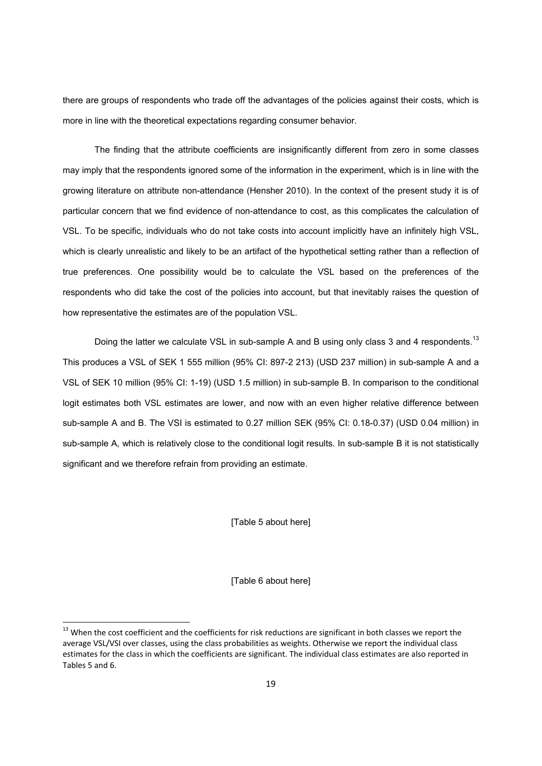there are groups of respondents who trade off the advantages of the policies against their costs, which is more in line with the theoretical expectations regarding consumer behavior.

The finding that the attribute coefficients are insignificantly different from zero in some classes may imply that the respondents ignored some of the information in the experiment, which is in line with the growing literature on attribute non-attendance (Hensher 2010). In the context of the present study it is of particular concern that we find evidence of non-attendance to cost, as this complicates the calculation of VSL. To be specific, individuals who do not take costs into account implicitly have an infinitely high VSL, which is clearly unrealistic and likely to be an artifact of the hypothetical setting rather than a reflection of true preferences. One possibility would be to calculate the VSL based on the preferences of the respondents who did take the cost of the policies into account, but that inevitably raises the question of how representative the estimates are of the population VSL.

Doing the latter we calculate VSL in sub-sample A and B using only class 3 and 4 respondents.[13] This produces a VSL of SEK 1 555 million (95% CI: 897-2 213) (USD 237 million) in sub-sample A and a VSL of SEK 10 million (95% CI: 1-19) (USD 1.5 million) in sub-sample B. In comparison to the conditional logit estimates both VSL estimates are lower, and now with an even higher relative difference between sub-sample A and B. The VSI is estimated to 0.27 million SEK (95% CI: 0.18-0.37) (USD 0.04 million) in sub-sample A, which is relatively close to the conditional logit results. In sub-sample B it is not statistically significant and we therefore refrain from providing an estimate.

[Table 5 about here]

[Table 6 about here]

[13] When the cost coefficient and the coefficients for risk reductions are significant in both classes we report the average VSL/VSI over classes, using the class probabilities as weights. Otherwise we report the individual class estimates for the class in which the coefficients are significant. The individual class estimates are also reported in Tables 5 and 6.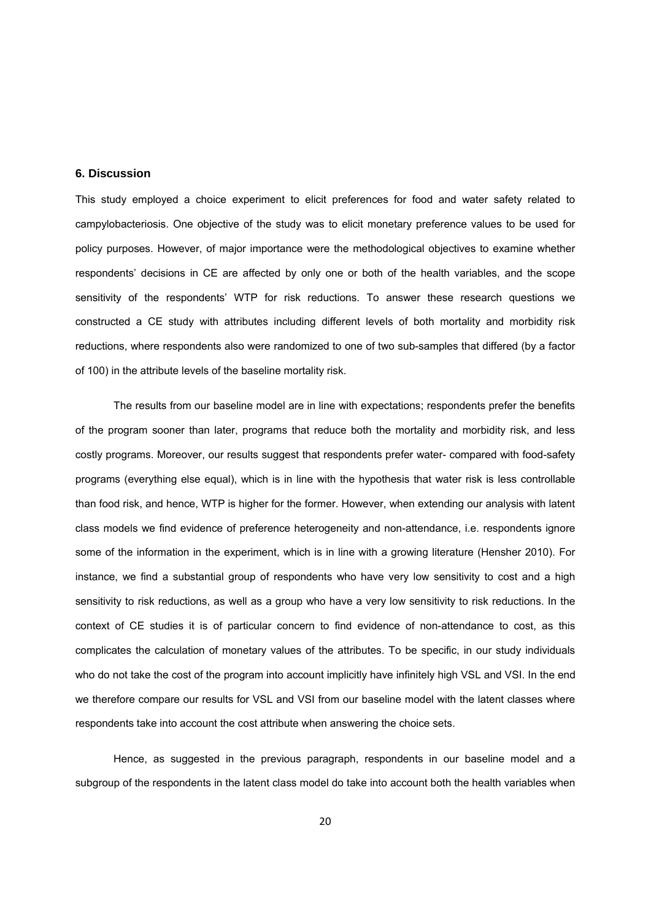## 6. Discussion

This study employed a choice experiment to elicit preferences for food and water safety related to campylobacteriosis. One objective of the study was to elicit monetary preference values to be used for policy purposes. However, of major importance were the methodological objectives to examine whether respondents' decisions in CE are affected by only one or both of the health variables, and the scope sensitivity of the respondents' WTP for risk reductions. To answer these research questions we constructed a CE study with attributes including different levels of both mortality and morbidity risk reductions, where respondents also were randomized to one of two sub-samples that differed (by a factor of 100) in the attribute levels of the baseline mortality risk.

The results from our baseline model are in line with expectations; respondents prefer the benefits of the program sooner than later, programs that reduce both the mortality and morbidity risk, and less costly programs. Moreover, our results suggest that respondents prefer water- compared with food-safety programs (everything else equal), which is in line with the hypothesis that water risk is less controllable than food risk, and hence, WTP is higher for the former. However, when extending our analysis with latent class models we find evidence of preference heterogeneity and non-attendance, i.e. respondents ignore some of the information in the experiment, which is in line with a growing literature (Hensher 2010). For instance, we find a substantial group of respondents who have very low sensitivity to cost and a high sensitivity to risk reductions, as well as a group who have a very low sensitivity to risk reductions. In the context of CE studies it is of particular concern to find evidence of non-attendance to cost, as this complicates the calculation of monetary values of the attributes. To be specific, in our study individuals who do not take the cost of the program into account implicitly have infinitely high VSL and VSI. In the end we therefore compare our results for VSL and VSI from our baseline model with the latent classes where respondents take into account the cost attribute when answering the choice sets.

Hence, as suggested in the previous paragraph, respondents in our baseline model and a subgroup of the respondents in the latent class model do take into account both the health variables when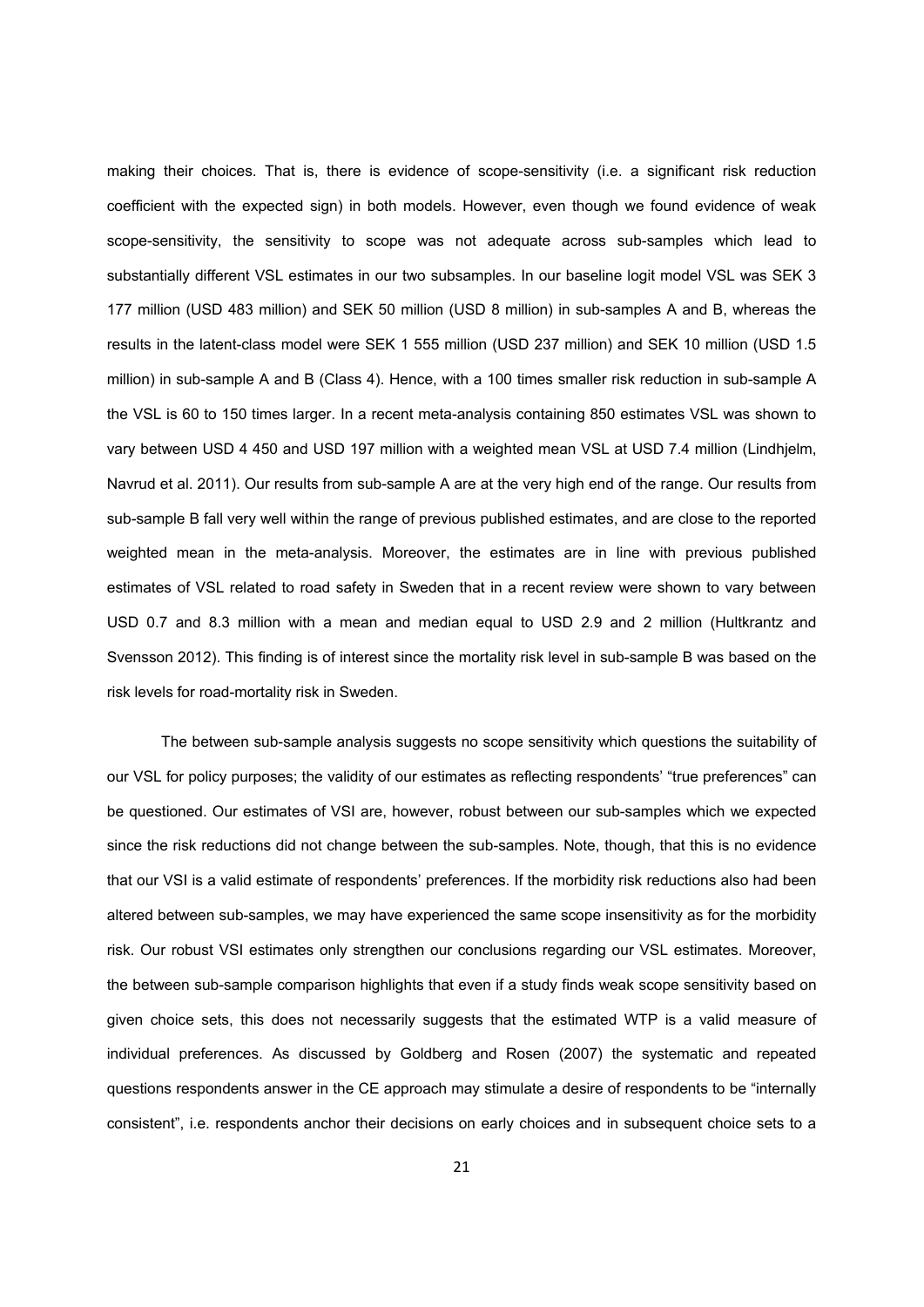making their choices. That is, there is evidence of scope-sensitivity (i.e. a significant risk reduction coefficient with the expected sign) in both models. However, even though we found evidence of weak scope-sensitivity, the sensitivity to scope was not adequate across sub-samples which lead to substantially different VSL estimates in our two subsamples. In our baseline logit model VSL was SEK 3 177 million (USD 483 million) and SEK 50 million (USD 8 million) in sub-samples A and B, whereas the results in the latent-class model were SEK 1 555 million (USD 237 million) and SEK 10 million (USD 1.5 million) in sub-sample A and B (Class 4). Hence, with a 100 times smaller risk reduction in sub-sample A the VSL is 60 to 150 times larger. In a recent meta-analysis containing 850 estimates VSL was shown to vary between USD 4 450 and USD 197 million with a weighted mean VSL at USD 7.4 million (Lindhjelm, Navrud et al. 2011). Our results from sub-sample A are at the very high end of the range. Our results from sub-sample B fall very well within the range of previous published estimates, and are close to the reported weighted mean in the meta-analysis. Moreover, the estimates are in line with previous published estimates of VSL related to road safety in Sweden that in a recent review were shown to vary between USD 0.7 and 8.3 million with a mean and median equal to USD 2.9 and 2 million (Hultkrantz and Svensson 2012). This finding is of interest since the mortality risk level in sub-sample B was based on the risk levels for road-mortality risk in Sweden.

The between sub-sample analysis suggests no scope sensitivity which questions the suitability of our VSL for policy purposes; the validity of our estimates as reflecting respondents' "true preferences" can be questioned. Our estimates of VSI are, however, robust between our sub-samples which we expected since the risk reductions did not change between the sub-samples. Note, though, that this is no evidence that our VSI is a valid estimate of respondents' preferences. If the morbidity risk reductions also had been altered between sub-samples, we may have experienced the same scope insensitivity as for the morbidity risk. Our robust VSI estimates only strengthen our conclusions regarding our VSL estimates. Moreover, the between sub-sample comparison highlights that even if a study finds weak scope sensitivity based on given choice sets, this does not necessarily suggests that the estimated WTP is a valid measure of individual preferences. As discussed by Goldberg and Rosen (2007) the systematic and repeated questions respondents answer in the CE approach may stimulate a desire of respondents to be "internally consistent", i.e. respondents anchor their decisions on early choices and in subsequent choice sets to a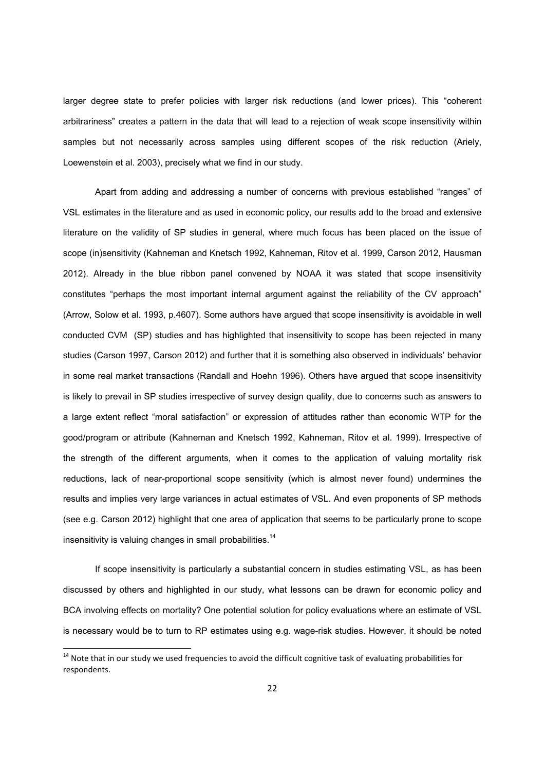larger degree state to prefer policies with larger risk reductions (and lower prices). This "coherent arbitrariness" creates a pattern in the data that will lead to a rejection of weak scope insensitivity within samples but not necessarily across samples using different scopes of the risk reduction (Ariely, Loewenstein et al. 2003), precisely what we find in our study.

Apart from adding and addressing a number of concerns with previous established "ranges" of VSL estimates in the literature and as used in economic policy, our results add to the broad and extensive literature on the validity of SP studies in general, where much focus has been placed on the issue of scope (in)sensitivity (Kahneman and Knetsch 1992, Kahneman, Ritov et al. 1999, Carson 2012, Hausman 2012). Already in the blue ribbon panel convened by NOAA it was stated that scope insensitivity constitutes "perhaps the most important internal argument against the reliability of the CV approach" (Arrow, Solow et al. 1993, p.4607). Some authors have argued that scope insensitivity is avoidable in well conducted CVM (SP) studies and has highlighted that insensitivity to scope has been rejected in many studies (Carson 1997, Carson 2012) and further that it is something also observed in individuals' behavior in some real market transactions (Randall and Hoehn 1996). Others have argued that scope insensitivity is likely to prevail in SP studies irrespective of survey design quality, due to concerns such as answers to a large extent reflect "moral satisfaction" or expression of attitudes rather than economic WTP for the good/program or attribute (Kahneman and Knetsch 1992, Kahneman, Ritov et al. 1999). Irrespective of the strength of the different arguments, when it comes to the application of valuing mortality risk reductions, lack of near-proportional scope sensitivity (which is almost never found) undermines the results and implies very large variances in actual estimates of VSL. And even proponents of SP methods (see e.g. Carson 2012) highlight that one area of application that seems to be particularly prone to scope insensitivity is valuing changes in small probabilities.[14]

If scope insensitivity is particularly a substantial concern in studies estimating VSL, as has been discussed by others and highlighted in our study, what lessons can be drawn for economic policy and BCA involving effects on mortality? One potential solution for policy evaluations where an estimate of VSL is necessary would be to turn to RP estimates using e.g. wage-risk studies. However, it should be noted

[14] Note that in our study we used frequencies to avoid the difficult cognitive task of evaluating probabilities for respondents.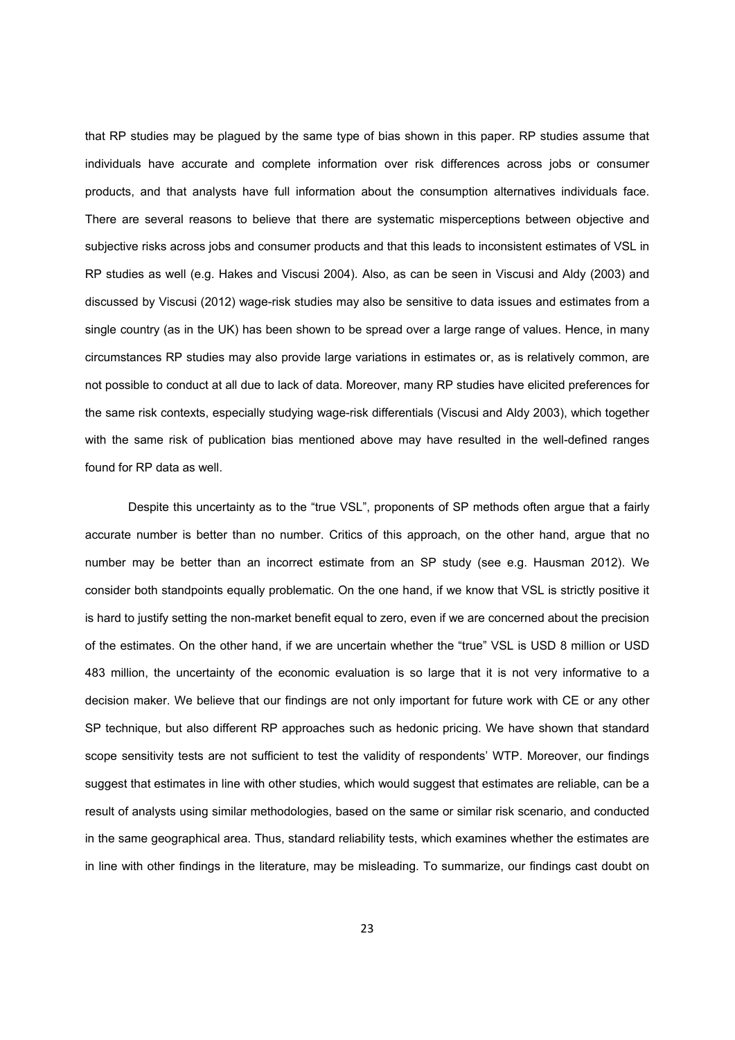that RP studies may be plagued by the same type of bias shown in this paper. RP studies assume that individuals have accurate and complete information over risk differences across jobs or consumer products, and that analysts have full information about the consumption alternatives individuals face. There are several reasons to believe that there are systematic misperceptions between objective and subjective risks across jobs and consumer products and that this leads to inconsistent estimates of VSL in RP studies as well (e.g. Hakes and Viscusi 2004). Also, as can be seen in Viscusi and Aldy (2003) and discussed by Viscusi (2012) wage-risk studies may also be sensitive to data issues and estimates from a single country (as in the UK) has been shown to be spread over a large range of values. Hence, in many circumstances RP studies may also provide large variations in estimates or, as is relatively common, are not possible to conduct at all due to lack of data. Moreover, many RP studies have elicited preferences for the same risk contexts, especially studying wage-risk differentials (Viscusi and Aldy 2003), which together with the same risk of publication bias mentioned above may have resulted in the well-defined ranges found for RP data as well.

Despite this uncertainty as to the "true VSL", proponents of SP methods often argue that a fairly accurate number is better than no number. Critics of this approach, on the other hand, argue that no number may be better than an incorrect estimate from an SP study (see e.g. Hausman 2012). We consider both standpoints equally problematic. On the one hand, if we know that VSL is strictly positive it is hard to justify setting the non-market benefit equal to zero, even if we are concerned about the precision of the estimates. On the other hand, if we are uncertain whether the "true" VSL is USD 8 million or USD 483 million, the uncertainty of the economic evaluation is so large that it is not very informative to a decision maker. We believe that our findings are not only important for future work with CE or any other SP technique, but also different RP approaches such as hedonic pricing. We have shown that standard scope sensitivity tests are not sufficient to test the validity of respondents' WTP. Moreover, our findings suggest that estimates in line with other studies, which would suggest that estimates are reliable, can be a result of analysts using similar methodologies, based on the same or similar risk scenario, and conducted in the same geographical area. Thus, standard reliability tests, which examines whether the estimates are in line with other findings in the literature, may be misleading. To summarize, our findings cast doubt on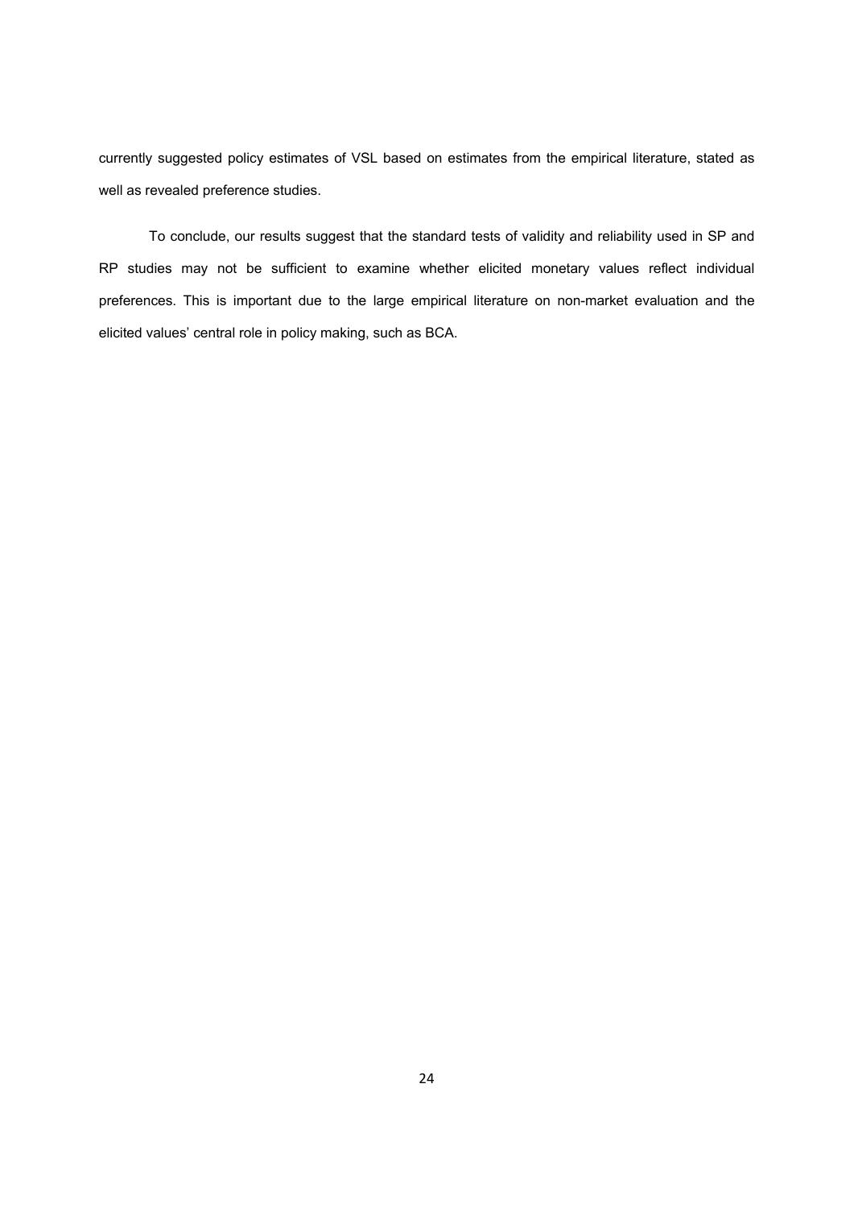currently suggested policy estimates of VSL based on estimates from the empirical literature, stated as well as revealed preference studies.

To conclude, our results suggest that the standard tests of validity and reliability used in SP and RP studies may not be sufficient to examine whether elicited monetary values reflect individual preferences. This is important due to the large empirical literature on non-market evaluation and the elicited values' central role in policy making, such as BCA.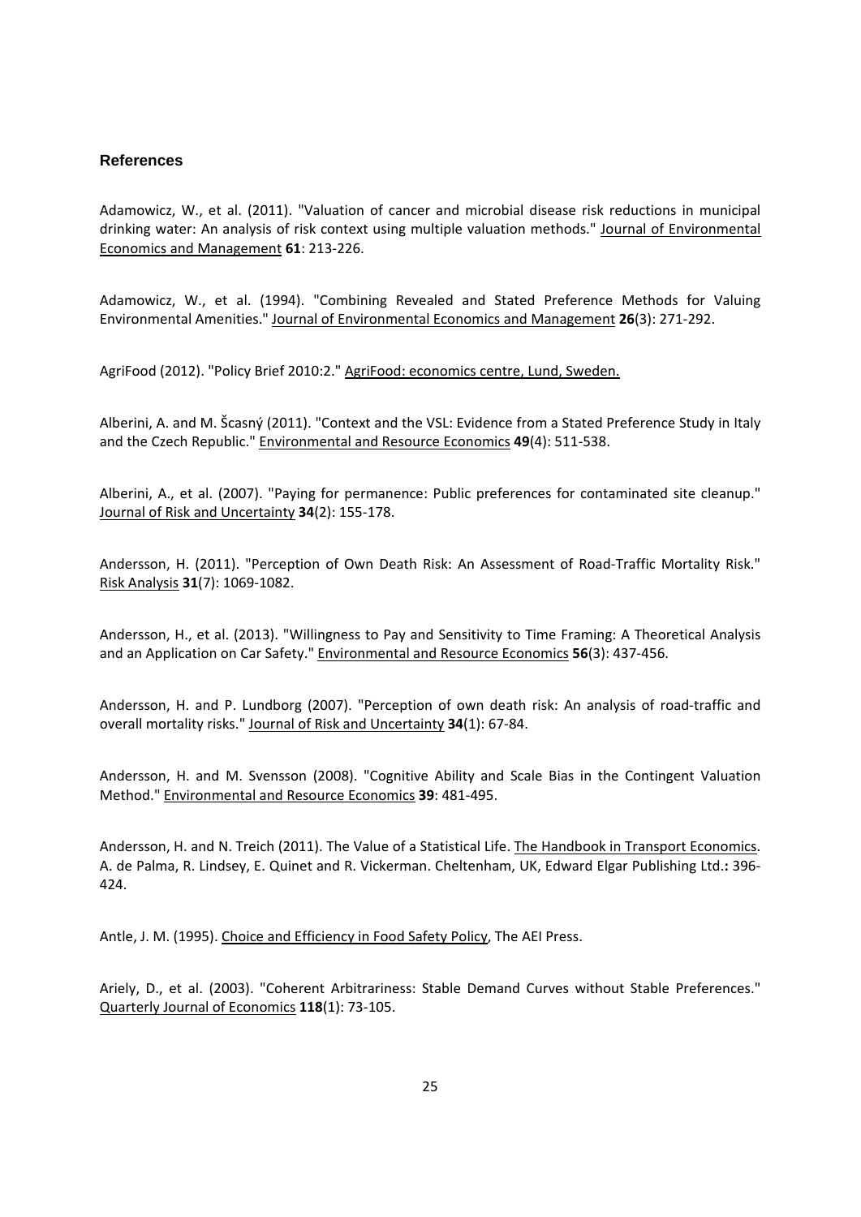## References

Adamowicz, W., et al. (2011). "Valuation of cancer and microbial disease risk reductions in municipal drinking water: An analysis of risk context using multiple valuation methods." Journal of Environmental Economics and Management **61**: 213-226.

Adamowicz, W., et al. (1994). "Combining Revealed and Stated Preference Methods for Valuing Environmental Amenities." Journal of Environmental Economics and Management **26**(3): 271-292.

AgriFood (2012). "Policy Brief 2010:2." AgriFood: economics centre, Lund, Sweden.

Alberini, A. and M. Ščasný (2011). "Context and the VSL: Evidence from a Stated Preference Study in Italy and the Czech Republic." Environmental and Resource Economics **49**(4): 511-538.

Alberini, A., et al. (2007). "Paying for permanence: Public preferences for contaminated site cleanup." Journal of Risk and Uncertainty **34**(2): 155-178.

Andersson, H. (2011). "Perception of Own Death Risk: An Assessment of Road-Traffic Mortality Risk." Risk Analysis **31**(7): 1069-1082.

Andersson, H., et al. (2013). "Willingness to Pay and Sensitivity to Time Framing: A Theoretical Analysis and an Application on Car Safety." Environmental and Resource Economics **56**(3): 437-456.

Andersson, H. and P. Lundborg (2007). "Perception of own death risk: An analysis of road-traffic and overall mortality risks." Journal of Risk and Uncertainty **34**(1): 67-84.

Andersson, H. and M. Svensson (2008). "Cognitive Ability and Scale Bias in the Contingent Valuation Method." Environmental and Resource Economics **39**: 481-495.

Andersson, H. and N. Treich (2011). The Value of a Statistical Life. The Handbook in Transport Economics. A. de Palma, R. Lindsey, E. Quinet and R. Vickerman. Cheltenham, UK, Edward Elgar Publishing Ltd.**:** 396-424.

Antle, J. M. (1995). Choice and Efficiency in Food Safety Policy, The AEI Press.

Ariely, D., et al. (2003). "Coherent Arbitrariness: Stable Demand Curves without Stable Preferences." Quarterly Journal of Economics **118**(1): 73-105.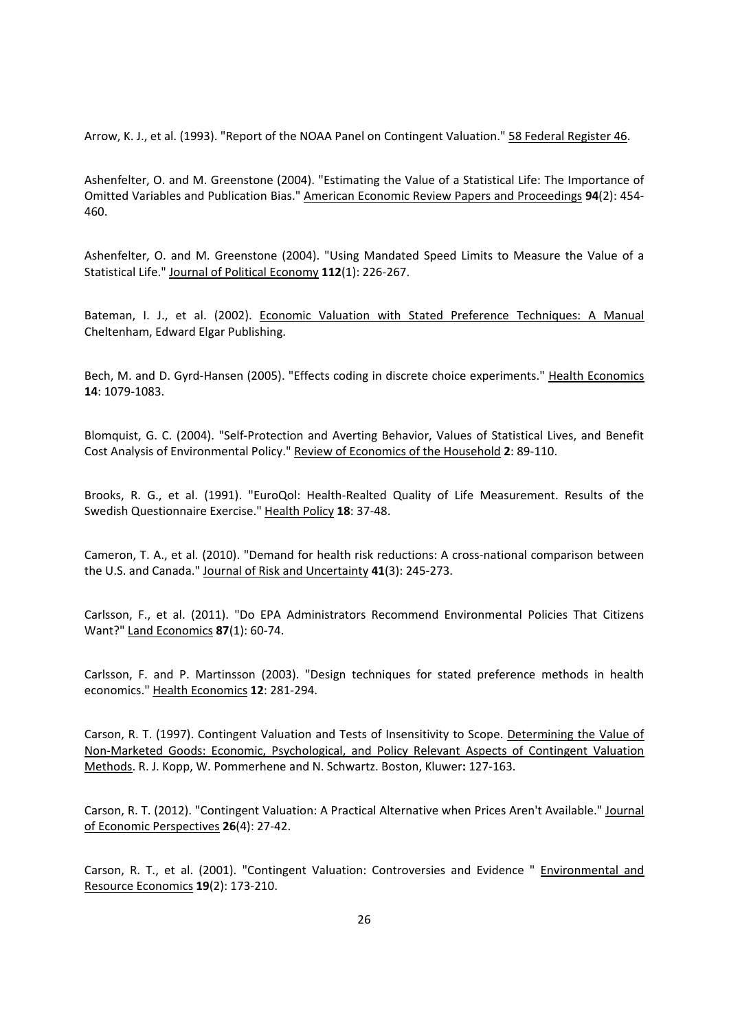Arrow, K. J., et al. (1993). "Report of the NOAA Panel on Contingent Valuation." 58 Federal Register 46.

Ashenfelter, O. and M. Greenstone (2004). "Estimating the Value of a Statistical Life: The Importance of Omitted Variables and Publication Bias." American Economic Review Papers and Proceedings **94**(2): 454-460.

Ashenfelter, O. and M. Greenstone (2004). "Using Mandated Speed Limits to Measure the Value of a Statistical Life." Journal of Political Economy **112**(1): 226-267.

Bateman, I. J., et al. (2002). Economic Valuation with Stated Preference Techniques: A Manual Cheltenham, Edward Elgar Publishing.

Bech, M. and D. Gyrd-Hansen (2005). "Effects coding in discrete choice experiments." Health Economics **14**: 1079-1083.

Blomquist, G. C. (2004). "Self-Protection and Averting Behavior, Values of Statistical Lives, and Benefit Cost Analysis of Environmental Policy." Review of Economics of the Household **2**: 89-110.

Brooks, R. G., et al. (1991). "EuroQol: Health-Realted Quality of Life Measurement. Results of the Swedish Questionnaire Exercise." Health Policy **18**: 37-48.

Cameron, T. A., et al. (2010). "Demand for health risk reductions: A cross-national comparison between the U.S. and Canada." Journal of Risk and Uncertainty **41**(3): 245-273.

Carlsson, F., et al. (2011). "Do EPA Administrators Recommend Environmental Policies That Citizens Want?" Land Economics **87**(1): 60-74.

Carlsson, F. and P. Martinsson (2003). "Design techniques for stated preference methods in health economics." Health Economics **12**: 281-294.

Carson, R. T. (1997). Contingent Valuation and Tests of Insensitivity to Scope. Determining the Value of Non-Marketed Goods: Economic, Psychological, and Policy Relevant Aspects of Contingent Valuation Methods. R. J. Kopp, W. Pommerhene and N. Schwartz. Boston, Kluwer**:** 127-163.

Carson, R. T. (2012). "Contingent Valuation: A Practical Alternative when Prices Aren't Available." Journal of Economic Perspectives **26**(4): 27-42.

Carson, R. T., et al. (2001). "Contingent Valuation: Controversies and Evidence " Environmental and Resource Economics **19**(2): 173-210.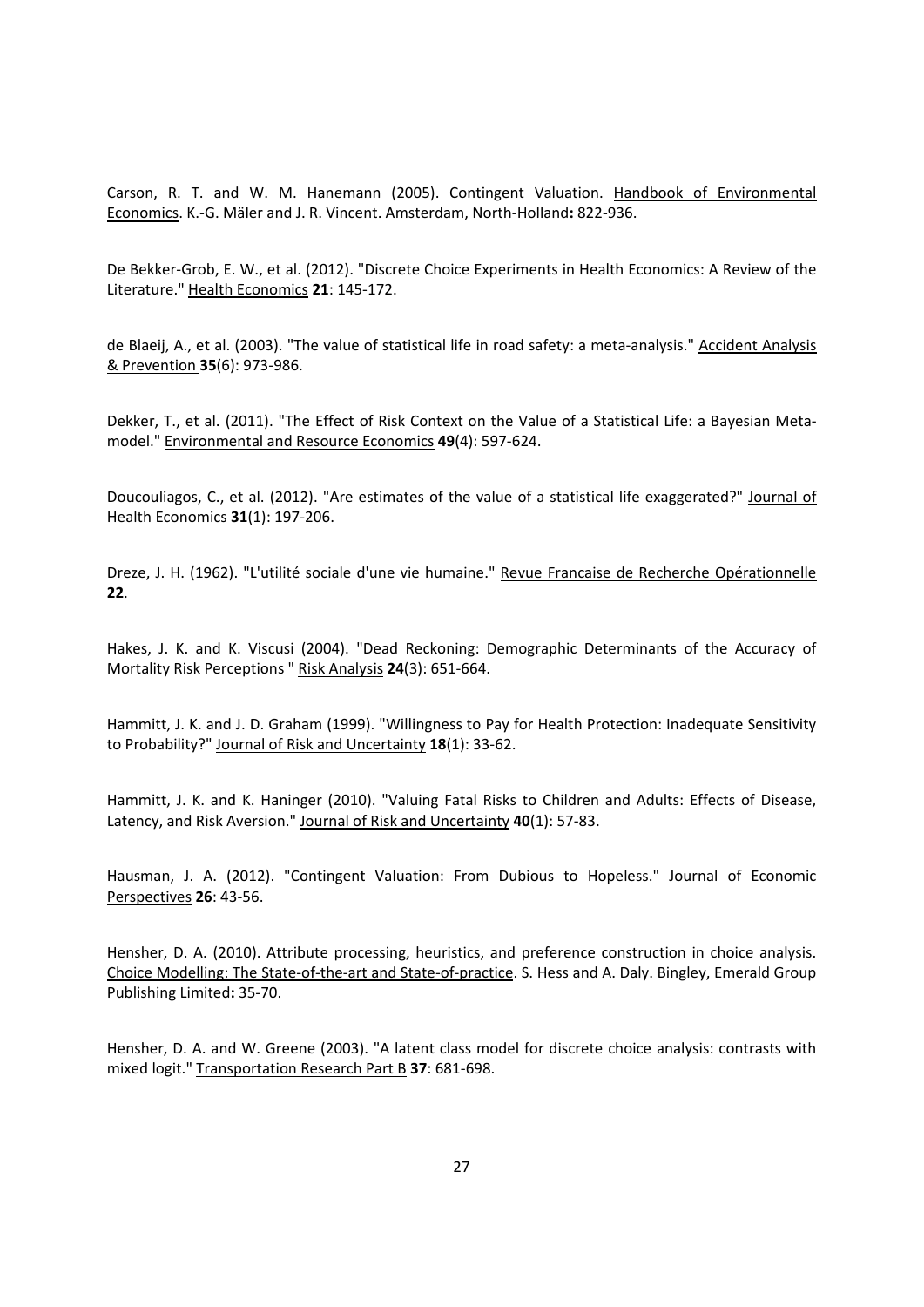Carson, R. T. and W. M. Hanemann (2005). Contingent Valuation. Handbook of Environmental Economics. K.-G. Mäler and J. R. Vincent. Amsterdam, North-Holland**:** 822-936.

De Bekker-Grob, E. W., et al. (2012). "Discrete Choice Experiments in Health Economics: A Review of the Literature." Health Economics **21**: 145-172.

de Blaeij, A., et al. (2003). "The value of statistical life in road safety: a meta-analysis." Accident Analysis & Prevention **35**(6): 973-986.

Dekker, T., et al. (2011). "The Effect of Risk Context on the Value of a Statistical Life: a Bayesian Meta-model." Environmental and Resource Economics **49**(4): 597-624.

Doucouliagos, C., et al. (2012). "Are estimates of the value of a statistical life exaggerated?" Journal of Health Economics **31**(1): 197-206.

Dreze, J. H. (1962). "L'utilité sociale d'une vie humaine." Revue Francaise de Recherche Opérationnelle **22**.

Hakes, J. K. and K. Viscusi (2004). "Dead Reckoning: Demographic Determinants of the Accuracy of Mortality Risk Perceptions " Risk Analysis **24**(3): 651-664.

Hammitt, J. K. and J. D. Graham (1999). "Willingness to Pay for Health Protection: Inadequate Sensitivity to Probability?" Journal of Risk and Uncertainty **18**(1): 33-62.

Hammitt, J. K. and K. Haninger (2010). "Valuing Fatal Risks to Children and Adults: Effects of Disease, Latency, and Risk Aversion." Journal of Risk and Uncertainty **40**(1): 57-83.

Hausman, J. A. (2012). "Contingent Valuation: From Dubious to Hopeless." Journal of Economic Perspectives **26**: 43-56.

Hensher, D. A. (2010). Attribute processing, heuristics, and preference construction in choice analysis. Choice Modelling: The State-of-the-art and State-of-practice. S. Hess and A. Daly. Bingley, Emerald Group Publishing Limited**:** 35-70.

Hensher, D. A. and W. Greene (2003). "A latent class model for discrete choice analysis: contrasts with mixed logit." Transportation Research Part B **37**: 681-698.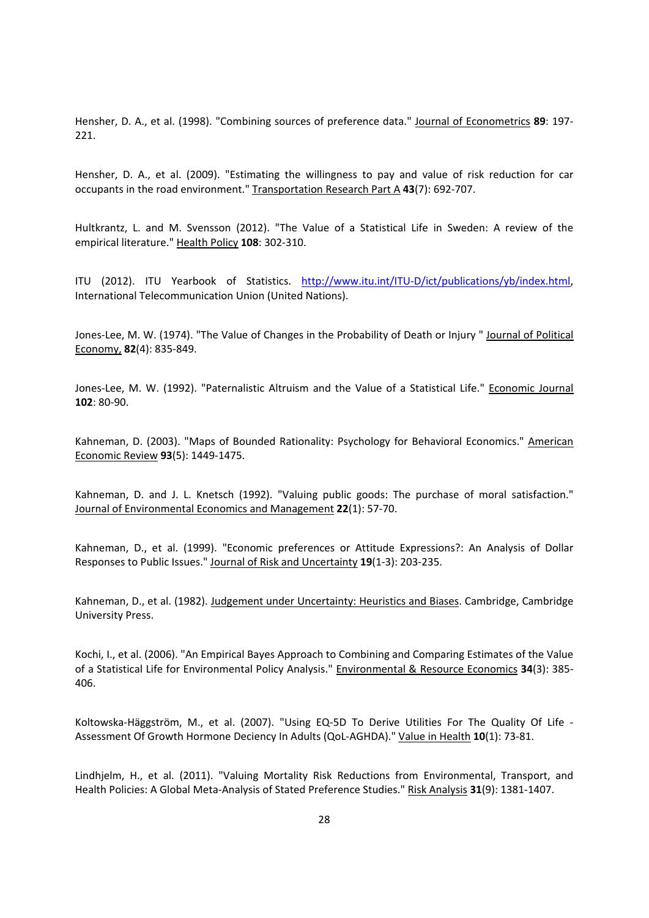Hensher, D. A., et al. (1998). "Combining sources of preference data." Journal of Econometrics **89**: 197-221.

Hensher, D. A., et al. (2009). "Estimating the willingness to pay and value of risk reduction for car occupants in the road environment." Transportation Research Part A **43**(7): 692-707.

Hultkrantz, L. and M. Svensson (2012). "The Value of a Statistical Life in Sweden: A review of the empirical literature." Health Policy **108**: 302-310.

ITU (2012). ITU Yearbook of Statistics. http://www.itu.int/ITU-D/ict/publications/yb/index.html, International Telecommunication Union (United Nations).

Jones-Lee, M. W. (1974). "The Value of Changes in the Probability of Death or Injury " Journal of Political Economy, **82**(4): 835-849.

Jones-Lee, M. W. (1992). "Paternalistic Altruism and the Value of a Statistical Life." Economic Journal **102**: 80-90.

Kahneman, D. (2003). "Maps of Bounded Rationality: Psychology for Behavioral Economics." American Economic Review **93**(5): 1449-1475.

Kahneman, D. and J. L. Knetsch (1992). "Valuing public goods: The purchase of moral satisfaction." Journal of Environmental Economics and Management **22**(1): 57-70.

Kahneman, D., et al. (1999). "Economic preferences or Attitude Expressions?: An Analysis of Dollar Responses to Public Issues." Journal of Risk and Uncertainty **19**(1-3): 203-235.

Kahneman, D., et al. (1982). Judgement under Uncertainty: Heuristics and Biases. Cambridge, Cambridge University Press.

Kochi, I., et al. (2006). "An Empirical Bayes Approach to Combining and Comparing Estimates of the Value of a Statistical Life for Environmental Policy Analysis." Environmental & Resource Economics **34**(3): 385-406.

Koltowska-Häggström, M., et al. (2007). "Using EQ-5D To Derive Utilities For The Quality Of Life - Assessment Of Growth Hormone Deciency In Adults (QoL-AGHDA)." Value in Health **10**(1): 73-81.

Lindhjelm, H., et al. (2011). "Valuing Mortality Risk Reductions from Environmental, Transport, and Health Policies: A Global Meta-Analysis of Stated Preference Studies." Risk Analysis **31**(9): 1381-1407.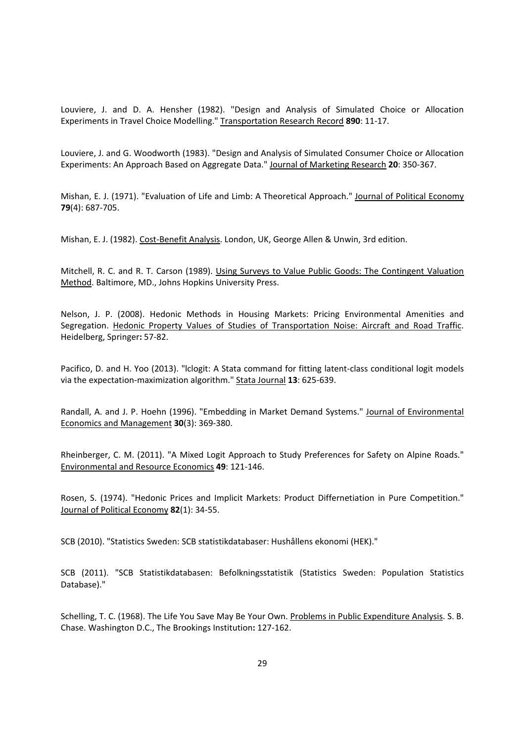Louviere, J. and D. A. Hensher (1982). "Design and Analysis of Simulated Choice or Allocation Experiments in Travel Choice Modelling." Transportation Research Record **890**: 11-17.

Louviere, J. and G. Woodworth (1983). "Design and Analysis of Simulated Consumer Choice or Allocation Experiments: An Approach Based on Aggregate Data." Journal of Marketing Research **20**: 350-367.

Mishan, E. J. (1971). "Evaluation of Life and Limb: A Theoretical Approach." Journal of Political Economy **79**(4): 687-705.

Mishan, E. J. (1982). Cost-Benefit Analysis. London, UK, George Allen & Unwin, 3rd edition.

Mitchell, R. C. and R. T. Carson (1989). Using Surveys to Value Public Goods: The Contingent Valuation Method. Baltimore, MD., Johns Hopkins University Press.

Nelson, J. P. (2008). Hedonic Methods in Housing Markets: Pricing Environmental Amenities and Segregation. Hedonic Property Values of Studies of Transportation Noise: Aircraft and Road Traffic. Heidelberg, Springer**:** 57-82.

Pacifico, D. and H. Yoo (2013). "lclogit: A Stata command for fitting latent-class conditional logit models via the expectation-maximization algorithm." Stata Journal **13**: 625-639.

Randall, A. and J. P. Hoehn (1996). "Embedding in Market Demand Systems." Journal of Environmental Economics and Management **30**(3): 369-380.

Rheinberger, C. M. (2011). "A Mixed Logit Approach to Study Preferences for Safety on Alpine Roads." Environmental and Resource Economics **49**: 121-146.

Rosen, S. (1974). "Hedonic Prices and Implicit Markets: Product Differnetiation in Pure Competition." Journal of Political Economy **82**(1): 34-55.

SCB (2010). "Statistics Sweden: SCB statistikdatabaser: Hushållens ekonomi (HEK)."

SCB (2011). "SCB Statistikdatabasen: Befolkningsstatistik (Statistics Sweden: Population Statistics Database)."

Schelling, T. C. (1968). The Life You Save May Be Your Own. Problems in Public Expenditure Analysis. S. B. Chase. Washington D.C., The Brookings Institution**:** 127-162.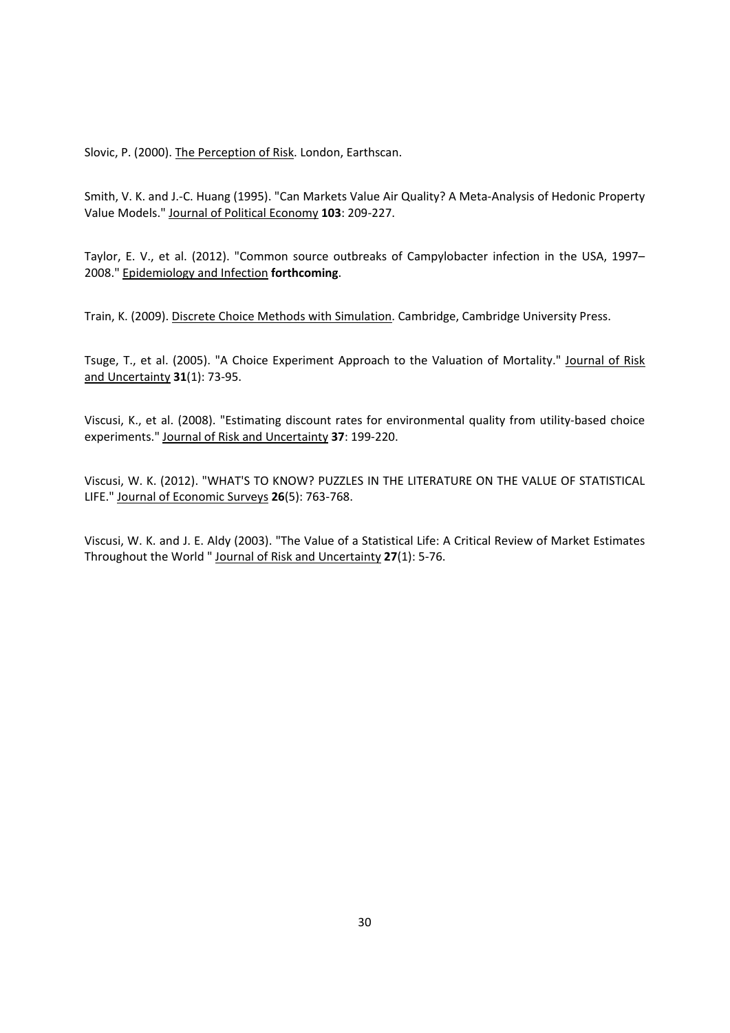Slovic, P. (2000). The Perception of Risk. London, Earthscan.

Smith, V. K. and J.-C. Huang (1995). "Can Markets Value Air Quality? A Meta-Analysis of Hedonic Property Value Models." Journal of Political Economy **103**: 209-227.

Taylor, E. V., et al. (2012). "Common source outbreaks of Campylobacter infection in the USA, 1997–2008." Epidemiology and Infection **forthcoming**.

Train, K. (2009). Discrete Choice Methods with Simulation. Cambridge, Cambridge University Press.

Tsuge, T., et al. (2005). "A Choice Experiment Approach to the Valuation of Mortality." Journal of Risk and Uncertainty **31**(1): 73-95.

Viscusi, K., et al. (2008). "Estimating discount rates for environmental quality from utility-based choice experiments." Journal of Risk and Uncertainty **37**: 199-220.

Viscusi, W. K. (2012). "WHAT'S TO KNOW? PUZZLES IN THE LITERATURE ON THE VALUE OF STATISTICAL LIFE." Journal of Economic Surveys **26**(5): 763-768.

Viscusi, W. K. and J. E. Aldy (2003). "The Value of a Statistical Life: A Critical Review of Market Estimates Throughout the World " Journal of Risk and Uncertainty **27**(1): 5-76.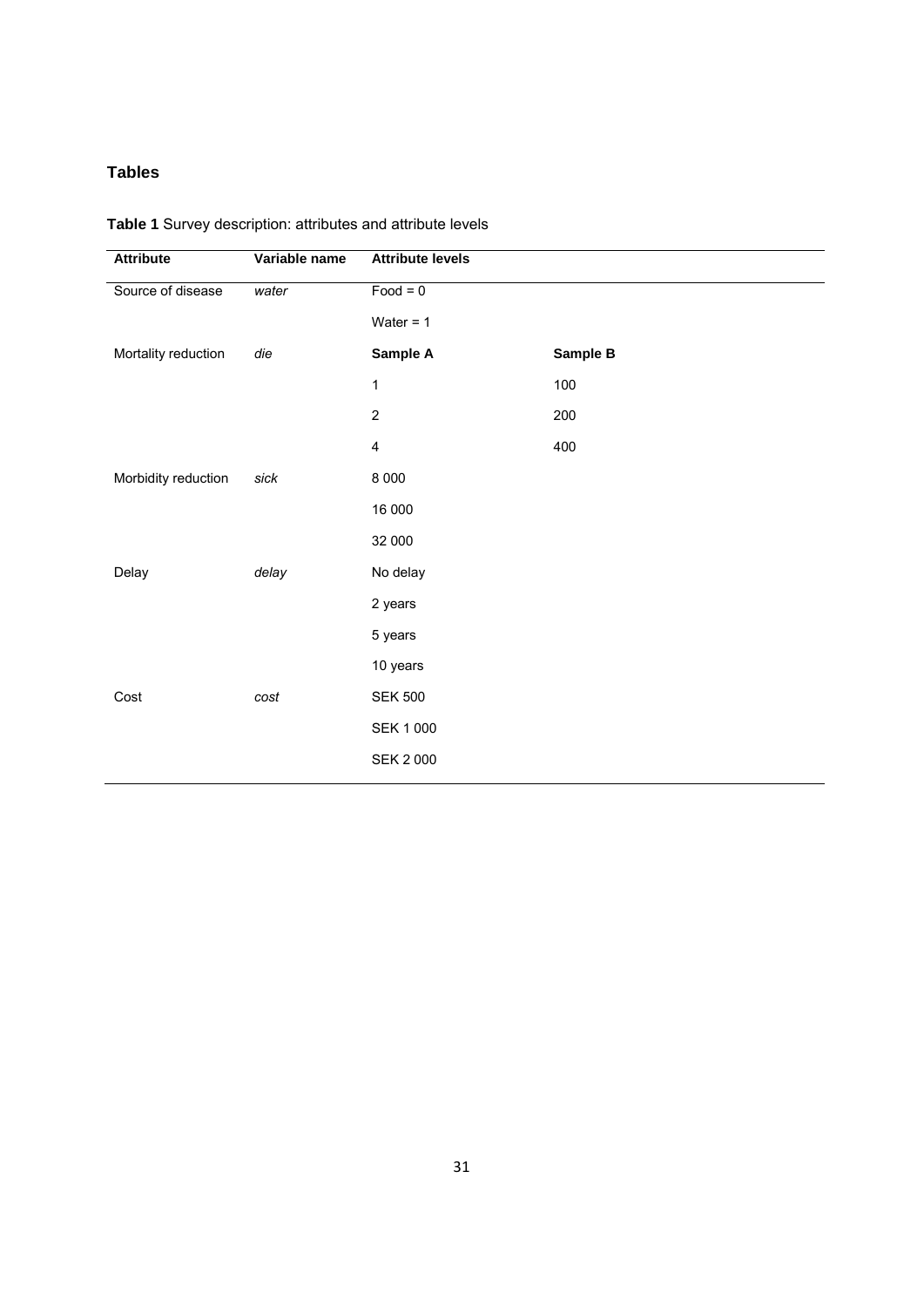## Tables

**Table 1** Survey description: attributes and attribute levels

| Attribute | Variable name | Attribute levels | |
|---|---|---|---|
| Source of disease | *water* | Food = 0 | |
| | | Water = 1 | |
| Mortality reduction | *die* | **Sample A** | **Sample B** |
| | | 1 | 100 |
| | | 2 | 200 |
| | | 4 | 400 |
| Morbidity reduction | *sick* | 8 000 | |
| | | 16 000 | |
| | | 32 000 | |
| Delay | *delay* | No delay | |
| | | 2 years | |
| | | 5 years | |
| | | 10 years | |
| Cost | *cost* | SEK 500 | |
| | | SEK 1 000 | |
| | | SEK 2 000 | |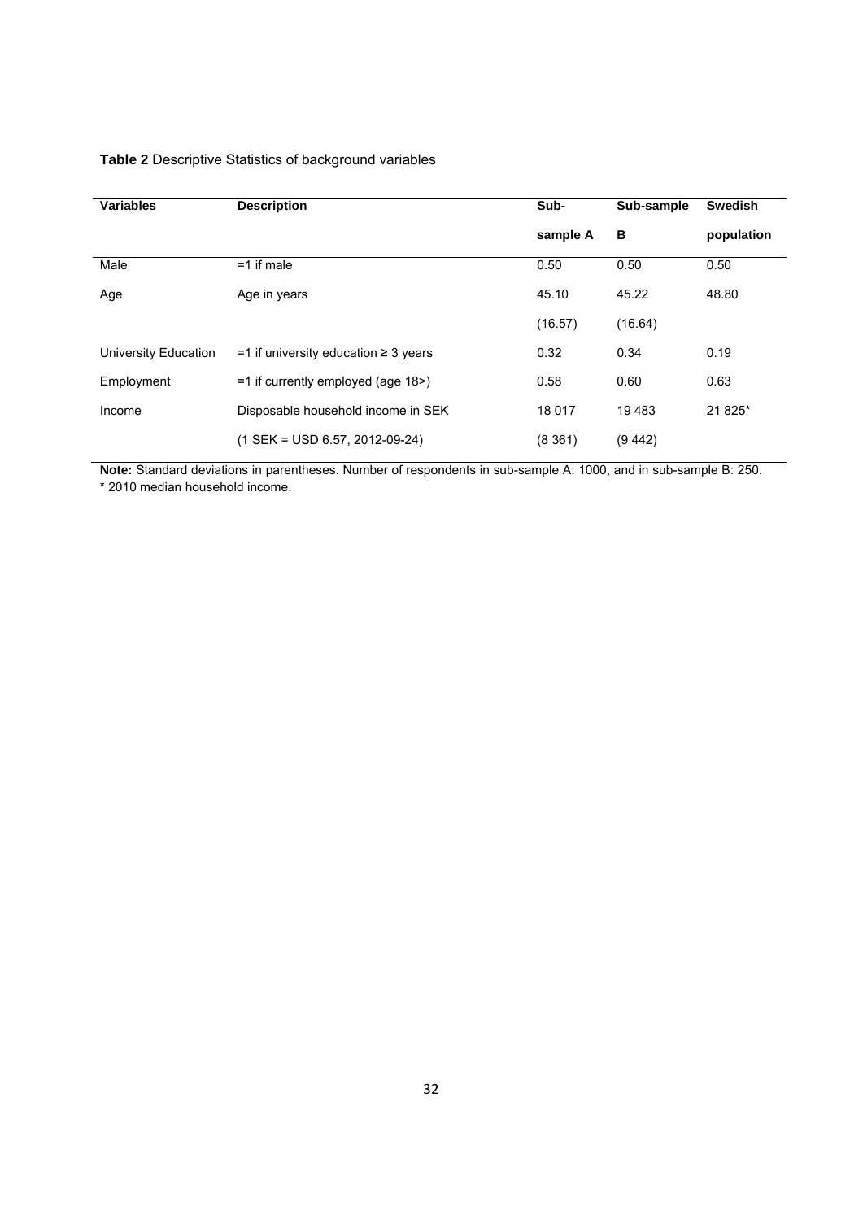**Table 2** Descriptive Statistics of background variables

| Variables | Description | Sub-sample A | Sub-sample B | Swedish population |
|---|---|---|---|---|
| Male | =1 if male | 0.50 | 0.50 | 0.50 |
| Age | Age in years | 45.10 | 45.22 | 48.80 |
| | | (16.57) | (16.64) | |
| University Education | =1 if university education ≥ 3 years | 0.32 | 0.34 | 0.19 |
| Employment | =1 if currently employed (age 18>) | 0.58 | 0.60 | 0.63 |
| Income | Disposable household income in SEK | 18 017 | 19 483 | 21 825* |
| | (1 SEK = USD 6.57, 2012-09-24) | (8 361) | (9 442) | |

**Note:** Standard deviations in parentheses. Number of respondents in sub-sample A: 1000, and in sub-sample B: 250.
* 2010 median household income.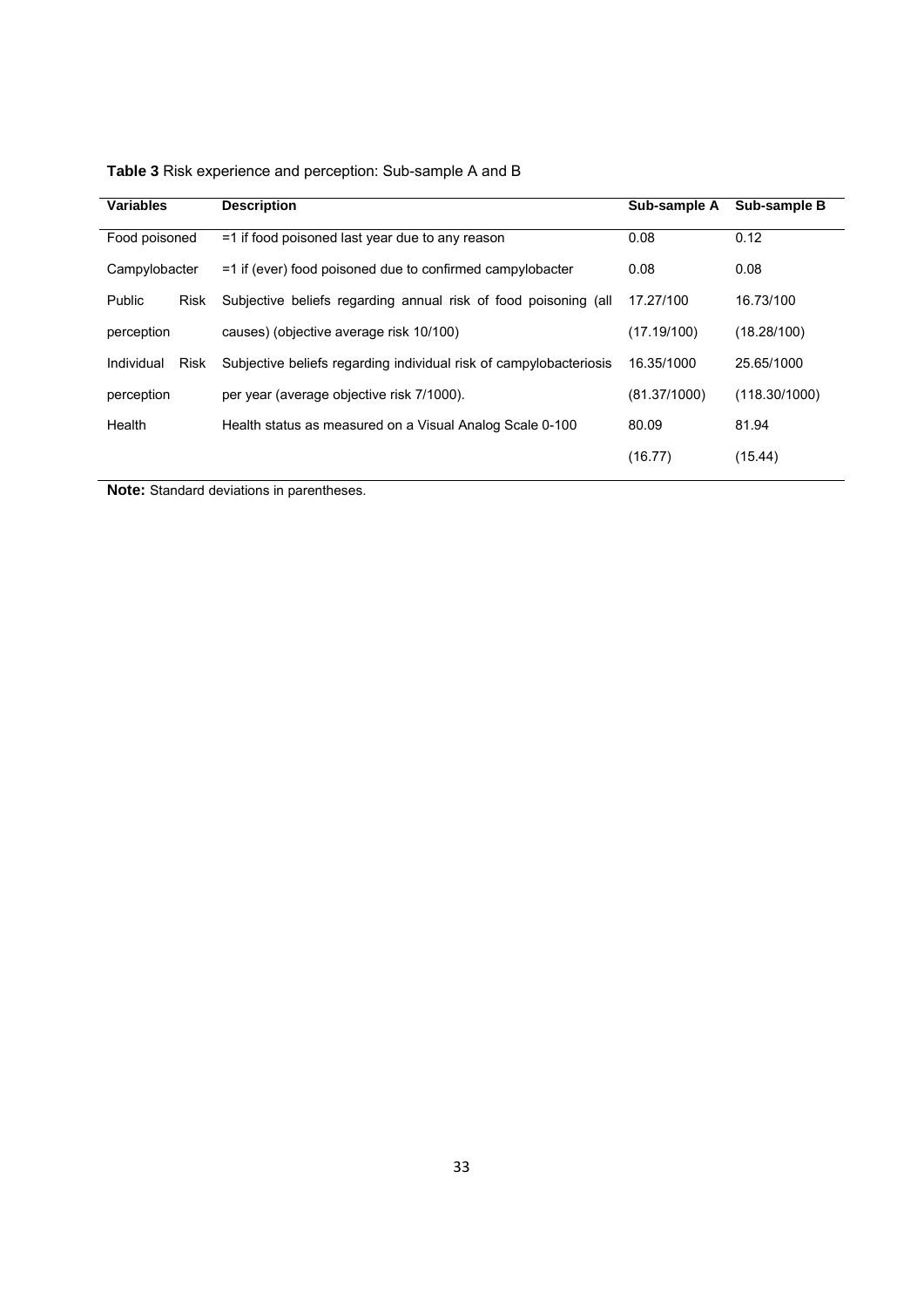**Table 3** Risk experience and perception: Sub-sample A and B

| Variables | Description | Sub-sample A | Sub-sample B |
|---|---|---|---|
| Food poisoned | =1 if food poisoned last year due to any reason | 0.08 | 0.12 |
| Campylobacter | =1 if (ever) food poisoned due to confirmed campylobacter | 0.08 | 0.08 |
| Public Risk perception | Subjective beliefs regarding annual risk of food poisoning (all causes) (objective average risk 10/100) | 17.27/100<br>(17.19/100) | 16.73/100<br>(18.28/100) |
| Individual Risk perception | Subjective beliefs regarding individual risk of campylobacteriosis per year (average objective risk 7/1000). | 16.35/1000<br>(81.37/1000) | 25.65/1000<br>(118.30/1000) |
| Health | Health status as measured on a Visual Analog Scale 0-100 | 80.09<br>(16.77) | 81.94<br>(15.44) |

**Note:** Standard deviations in parentheses.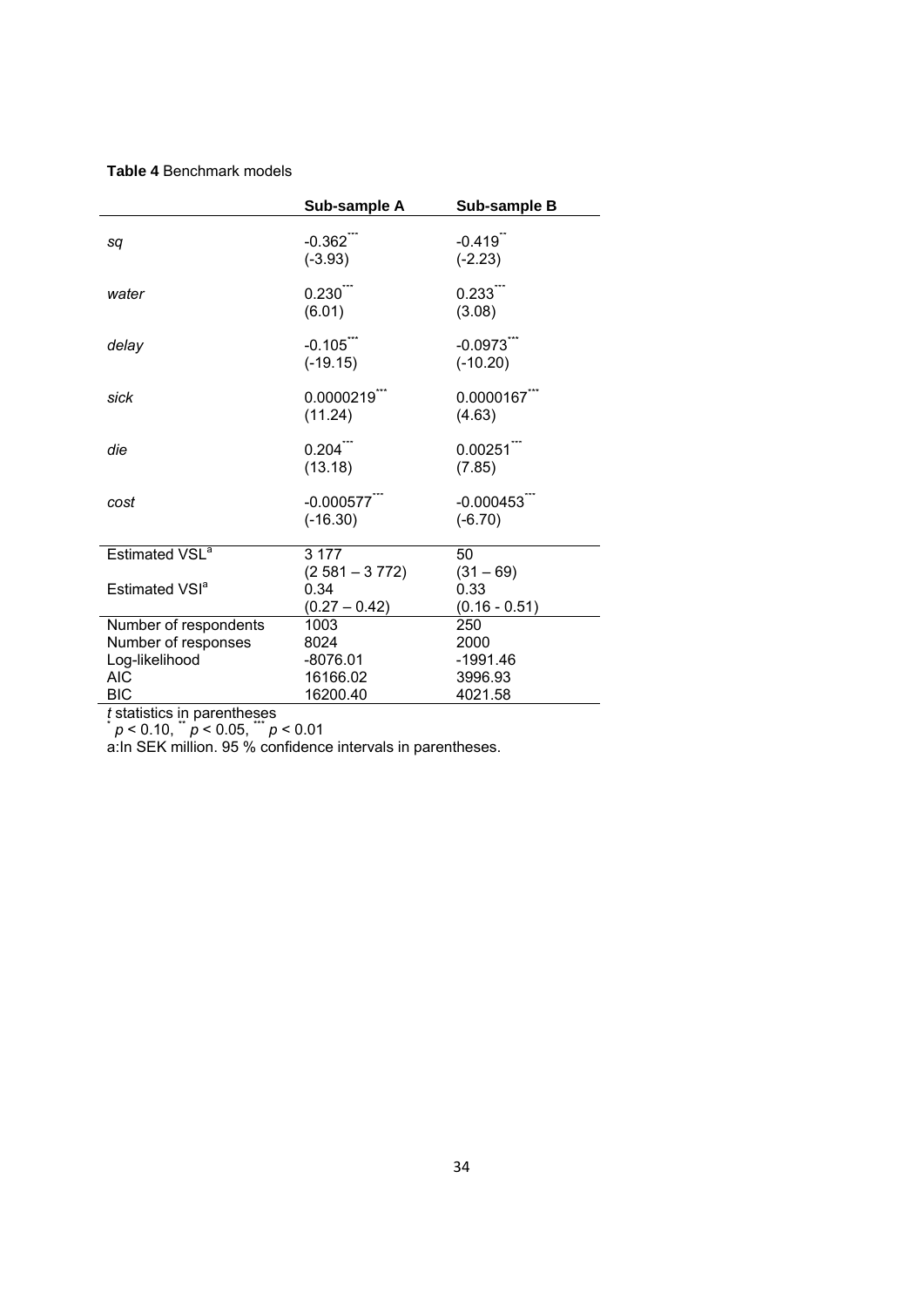**Table 4** Benchmark models

| | Sub-sample A | Sub-sample B |
|---|---|---|
| *sq* | -0.362*** | -0.419** |
| | (-3.93) | (-2.23) |
| *water* | 0.230*** | 0.233*** |
| | (6.01) | (3.08) |
| *delay* | -0.105*** | -0.0973*** |
| | (-19.15) | (-10.20) |
| *sick* | 0.0000219*** | 0.0000167*** |
| | (11.24) | (4.63) |
| *die* | 0.204*** | 0.00251*** |
| | (13.18) | (7.85) |
| *cost* | -0.000577*** | -0.000453*** |
| | (-16.30) | (-6.70) |
| Estimated VSL[a] | 3 177 | 50 |
| | (2 581 – 3 772) | (31 – 69) |
| Estimated VSI[a] | 0.34 | 0.33 |
| | (0.27 – 0.42) | (0.16 - 0.51) |
| Number of respondents | 1003 | 250 |
| Number of responses | 8024 | 2000 |
| Log-likelihood | -8076.01 | -1991.46 |
| AIC | 16166.02 | 3996.93 |
| BIC | 16200.40 | 4021.58 |

*t* statistics in parentheses
* $p < 0.10$, ** $p < 0.05$, *** $p < 0.01$
a:In SEK million. 95 % confidence intervals in parentheses.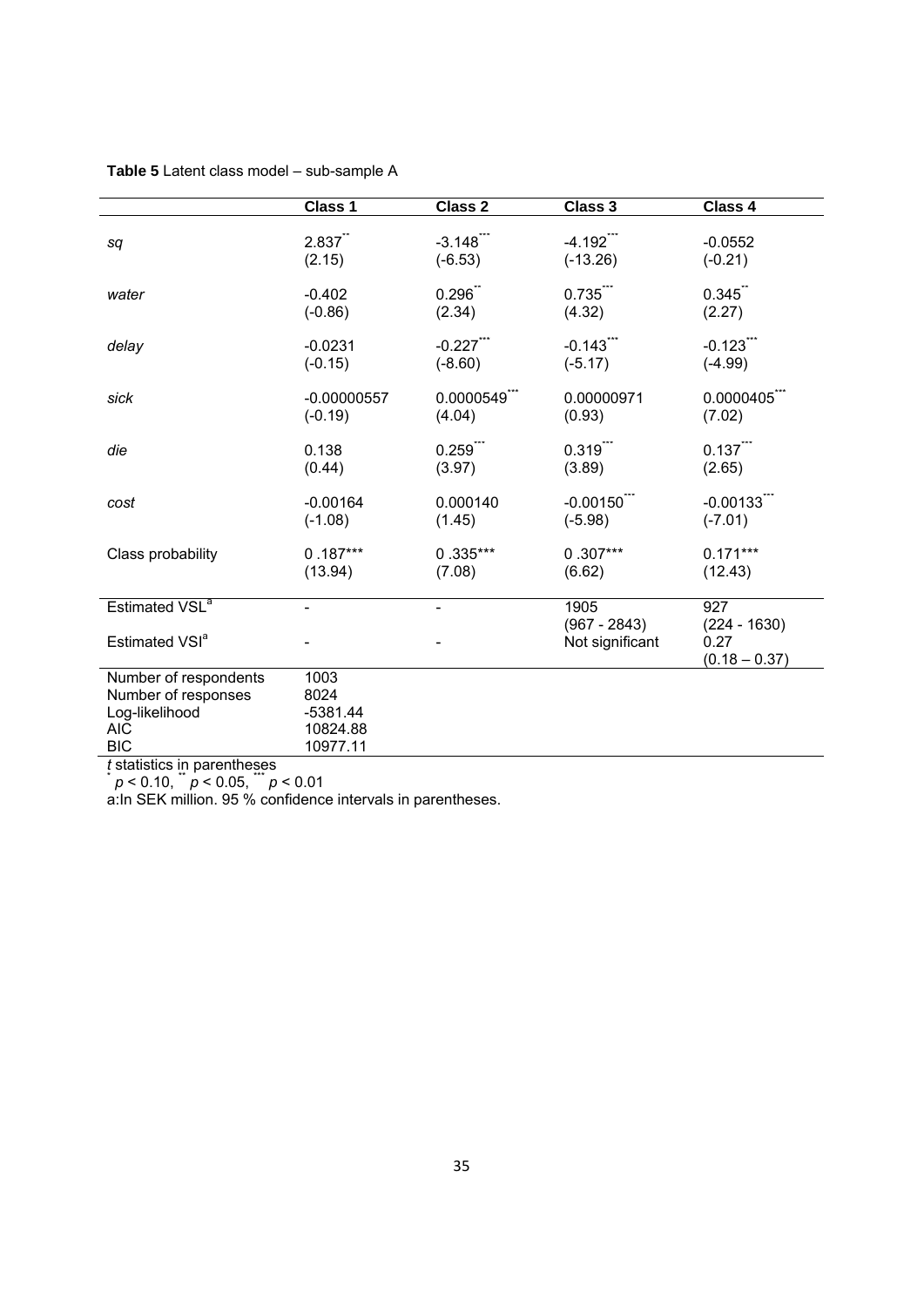**Table 5** Latent class model – sub-sample A

| | Class 1 | Class 2 | Class 3 | Class 4 |
|---|---|---|---|---|
| *sq* | 2.837** | -3.148*** | -4.192*** | -0.0552 |
| | (2.15) | (-6.53) | (-13.26) | (-0.21) |
| *water* | -0.402 | 0.296** | 0.735*** | 0.345** |
| | (-0.86) | (2.34) | (4.32) | (2.27) |
| *delay* | -0.0231 | -0.227*** | -0.143*** | -0.123*** |
| | (-0.15) | (-8.60) | (-5.17) | (-4.99) |
| *sick* | -0.00000557 | 0.0000549*** | 0.00000971 | 0.0000405*** |
| | (-0.19) | (4.04) | (0.93) | (7.02) |
| *die* | 0.138 | 0.259*** | 0.319*** | 0.137*** |
| | (0.44) | (3.97) | (3.89) | (2.65) |
| *cost* | -0.00164 | 0.000140 | -0.00150*** | -0.00133*** |
| | (-1.08) | (1.45) | (-5.98) | (-7.01) |
| Class probability | 0 .187*** | 0 .335*** | 0 .307*** | 0.171*** |
| | (13.94) | (7.08) | (6.62) | (12.43) |
| Estimated VSL[a] | - | - | 1905 | 927 |
| | | | (967 - 2843) | (224 - 1630) |
| Estimated VSI[a] | - | - | Not significant | 0.27 |
| | | | | (0.18 – 0.37) |
| Number of respondents | 1003 | | | |
| Number of responses | 8024 | | | |
| Log-likelihood | -5381.44 | | | |
| AIC | 10824.88 | | | |
| BIC | 10977.11 | | | |

*t* statistics in parentheses
* $p < 0.10$, ** $p < 0.05$, *** $p < 0.01$
a:In SEK million. 95 % confidence intervals in parentheses.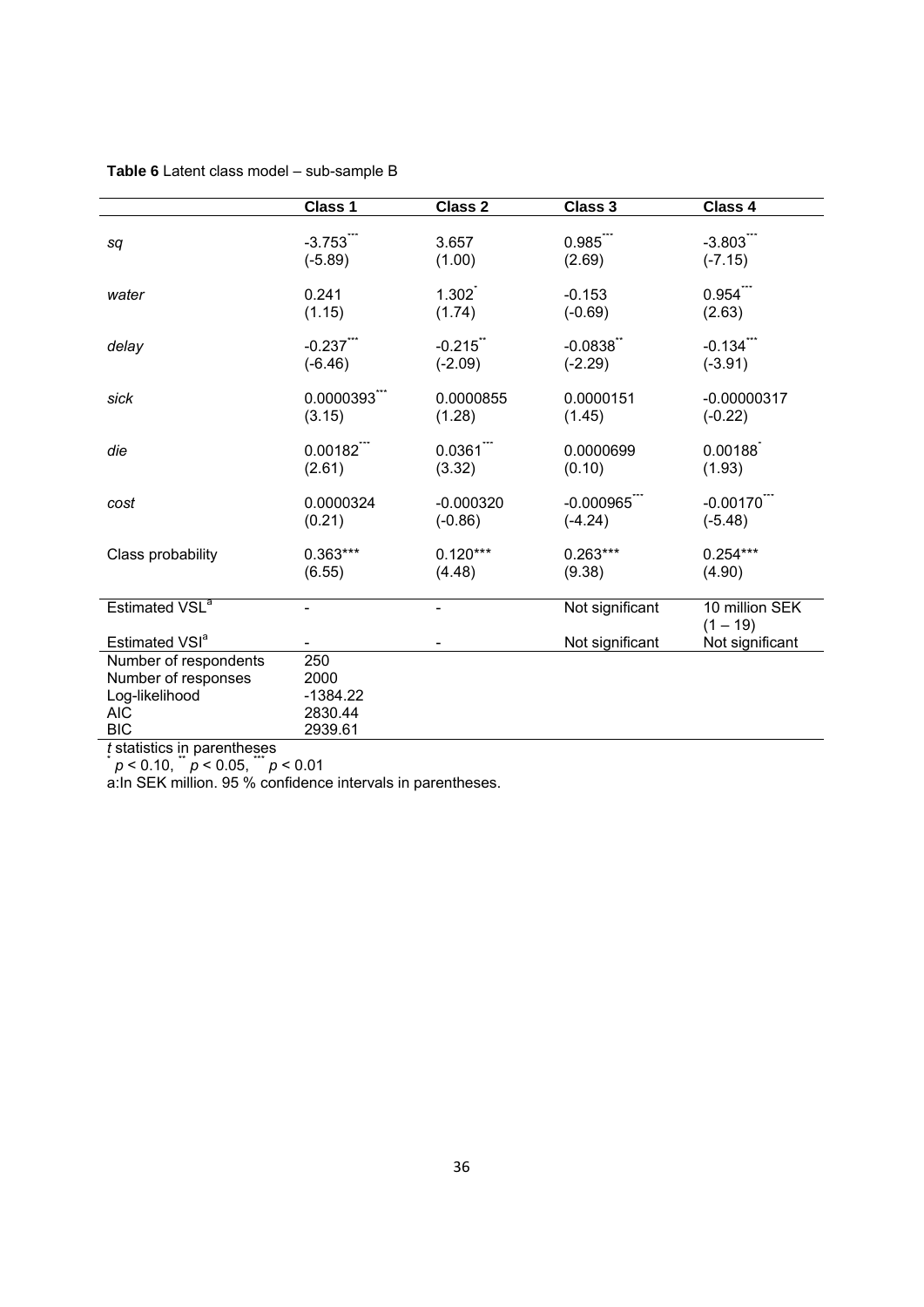**Table 6** Latent class model – sub-sample B

| | Class 1 | Class 2 | Class 3 | Class 4 |
|---|---|---|---|---|
| *sq* | -3.753*** | 3.657 | 0.985*** | -3.803*** |
| | (-5.89) | (1.00) | (2.69) | (-7.15) |
| *water* | 0.241 | 1.302* | -0.153 | 0.954*** |
| | (1.15) | (1.74) | (-0.69) | (2.63) |
| *delay* | -0.237*** | -0.215** | -0.0838** | -0.134*** |
| | (-6.46) | (-2.09) | (-2.29) | (-3.91) |
| *sick* | 0.0000393*** | 0.0000855 | 0.0000151 | -0.00000317 |
| | (3.15) | (1.28) | (1.45) | (-0.22) |
| *die* | 0.00182*** | 0.0361*** | 0.0000699 | 0.00188* |
| | (2.61) | (3.32) | (0.10) | (1.93) |
| *cost* | 0.0000324 | -0.000320 | -0.000965*** | -0.00170*** |
| | (0.21) | (-0.86) | (-4.24) | (-5.48) |
| Class probability | 0.363*** | 0.120*** | 0.263*** | 0.254*** |
| | (6.55) | (4.48) | (9.38) | (4.90) |
| Estimated VSL[a] | - | - | Not significant | 10 million SEK (1 – 19) |
| Estimated VSI[a] | - | - | Not significant | Not significant |
| Number of respondents | 250 | | | |
| Number of responses | 2000 | | | |
| Log-likelihood | -1384.22 | | | |
| AIC | 2830.44 | | | |
| BIC | 2939.61 | | | |

*t* statistics in parentheses

* $p < 0.10$, ** $p < 0.05$, *** $p < 0.01$

a:In SEK million. 95 % confidence intervals in parentheses.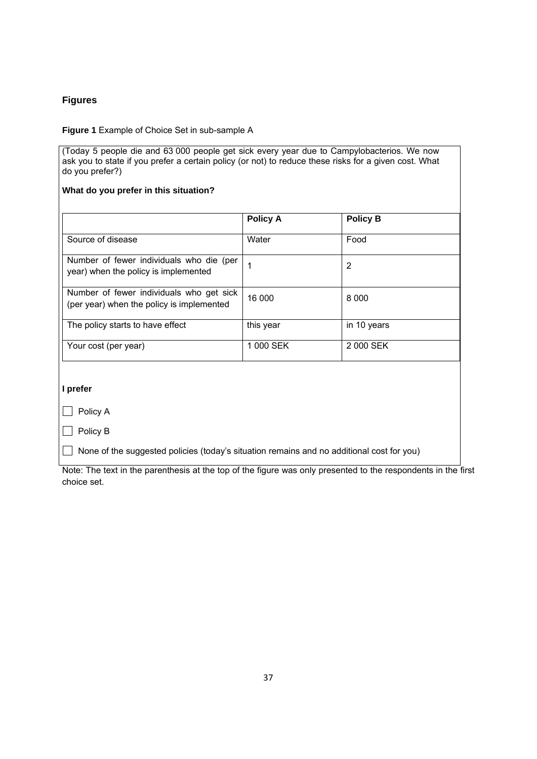## Figures

**Figure 1** Example of Choice Set in sub-sample A

(Today 5 people die and 63 000 people get sick every year due to Campylobacterios. We now ask you to state if you prefer a certain policy (or not) to reduce these risks for a given cost. What do you prefer?)

**What do you prefer in this situation?**

| | **Policy A** | **Policy B** |
|---|---|---|
| Source of disease | Water | Food |
| Number of fewer individuals who die (per year) when the policy is implemented | 1 | 2 |
| Number of fewer individuals who get sick (per year) when the policy is implemented | 16 000 | 8 000 |
| The policy starts to have effect | this year | in 10 years |
| Your cost (per year) | 1 000 SEK | 2 000 SEK |

**I prefer**

- ☐ Policy A
- ☐ Policy B
- ☐ None of the suggested policies (today's situation remains and no additional cost for you)

Note: The text in the parenthesis at the top of the figure was only presented to the respondents in the first choice set.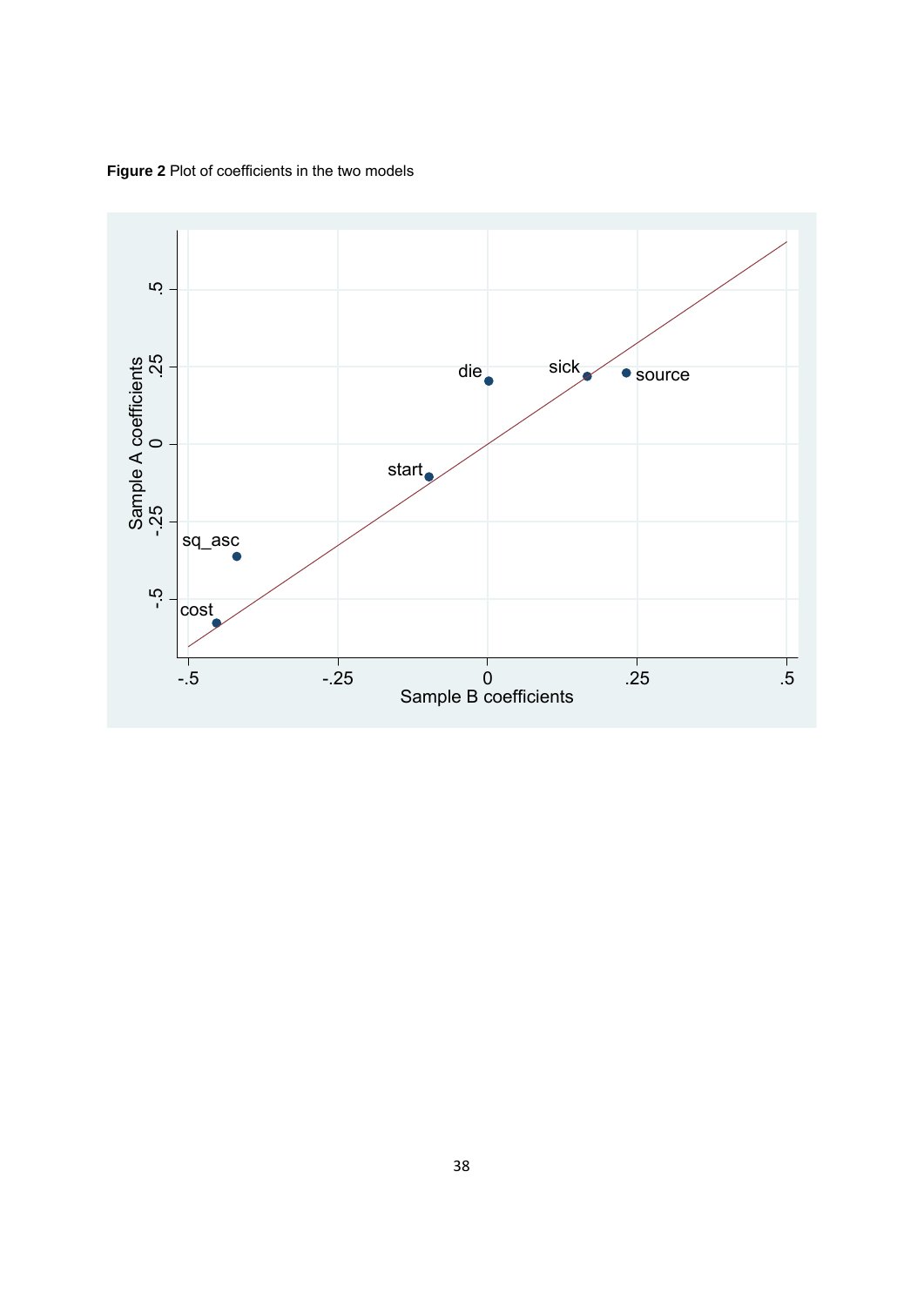**Figure 2** Plot of coefficients in the two models

Sample A coefficients

.5

.25

0

-.25

-.5

Sample B coefficients

-.5

-.25

0

.25

.5

die

sick

source

start

sq_asc

cost